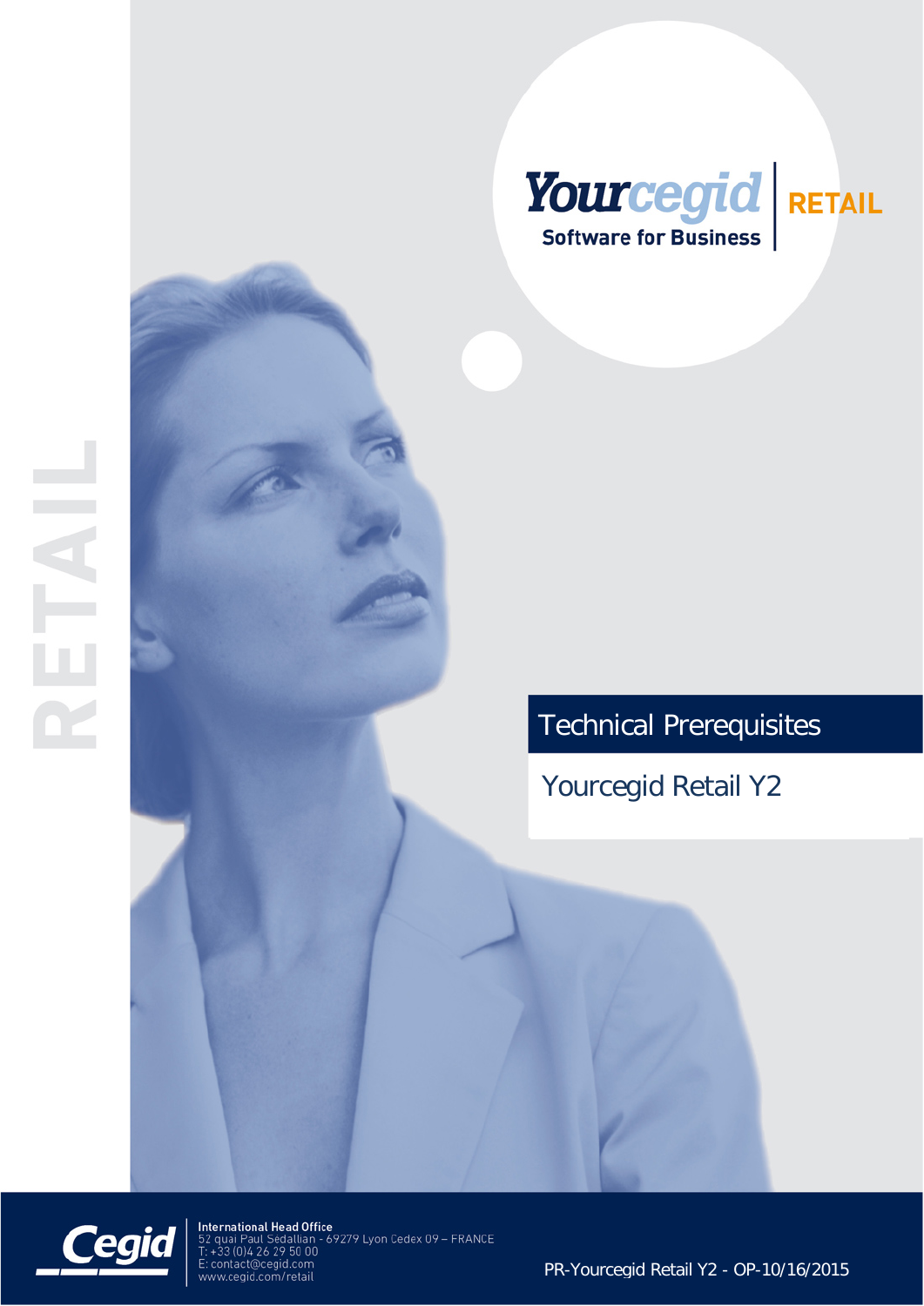Yourcegid

Software for Business

RETAIL

RETAIL

# Technical Prerequisites

## Yourcegid Retail Y2

Cegid

**International Head Office**
52 quai Paul Sedallian - 69279 Lyon Cedex 09 – FRANCE
T: +33 (0)4 26 29 50 00
E: contact@cegid.com
www.cegid.com/retail

PR-Yourcegid Retail Y2 - OP-10/16/2015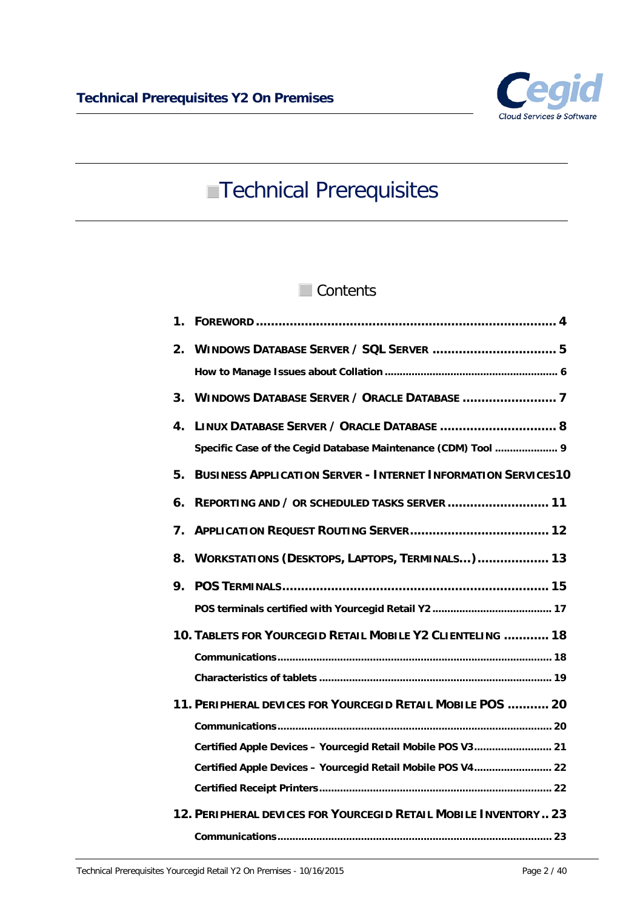# Technical Prerequisites

## Contents

1. **FOREWORD** .......... 4
2. **WINDOWS DATABASE SERVER / SQL SERVER** .......... 5
   - How to Manage Issues about Collation .......... 6
3. **WINDOWS DATABASE SERVER / ORACLE DATABASE** .......... 7
4. **LINUX DATABASE SERVER / ORACLE DATABASE** .......... 8
   - Specific Case of the Cegid Database Maintenance (CDM) Tool .......... 9
5. **BUSINESS APPLICATION SERVER - INTERNET INFORMATION SERVICES** .......... 10
6. **REPORTING AND / OR SCHEDULED TASKS SERVER** .......... 11
7. **APPLICATION REQUEST ROUTING SERVER** .......... 12
8. **WORKSTATIONS (DESKTOPS, LAPTOPS, TERMINALS…)** .......... 13
9. **POS TERMINALS** .......... 15
   - POS terminals certified with Yourcegid Retail Y2 .......... 17
10. **TABLETS FOR YOURCEGID RETAIL MOBILE Y2 CLIENTELING** .......... 18
    - Communications .......... 18
    - Characteristics of tablets .......... 19
11. **PERIPHERAL DEVICES FOR YOURCEGID RETAIL MOBILE POS** .......... 20
    - Communications .......... 20
    - Certified Apple Devices – Yourcegid Retail Mobile POS V3 .......... 21
    - Certified Apple Devices – Yourcegid Retail Mobile POS V4 .......... 22
    - Certified Receipt Printers .......... 22
12. **PERIPHERAL DEVICES FOR YOURCEGID RETAIL MOBILE INVENTORY** .......... 23
    - Communications .......... 23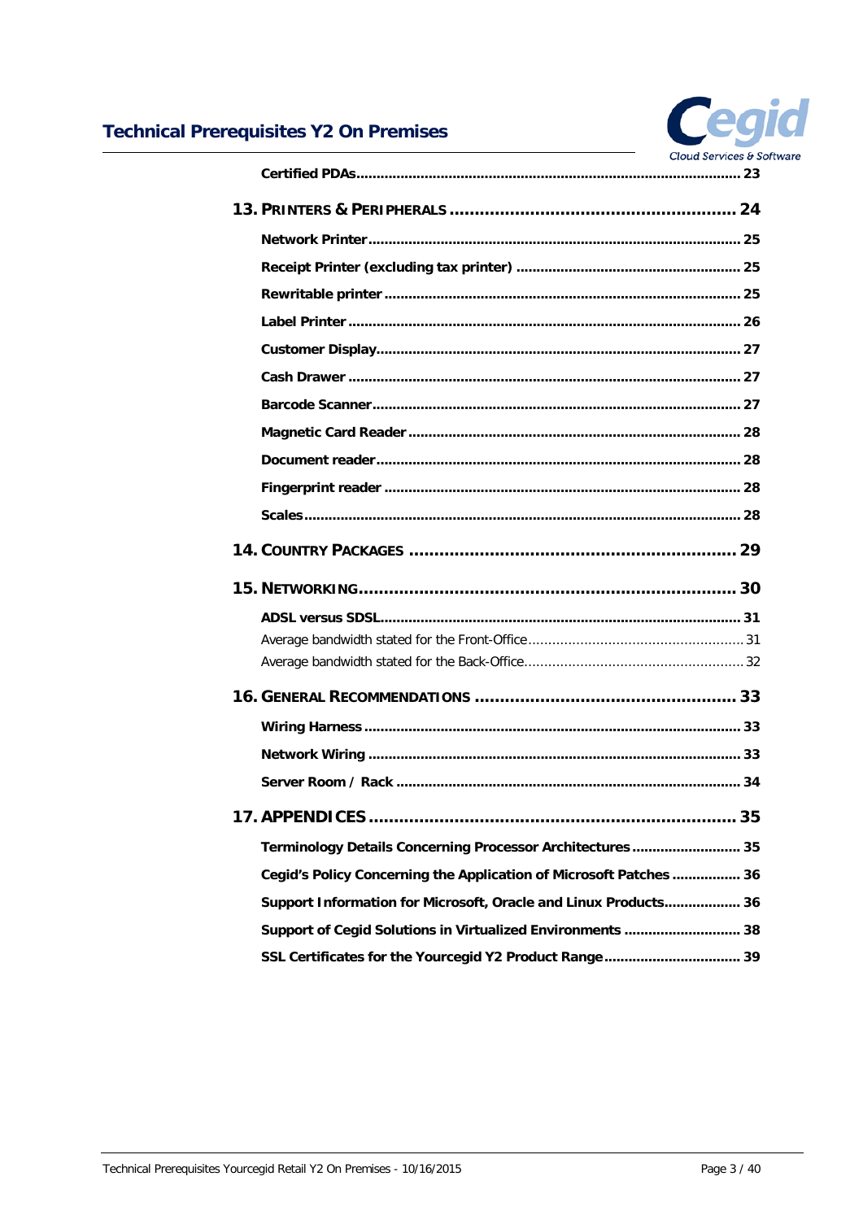Certified PDAs........................................................................................... 23

13. PRINTERS & PERIPHERALS ........................................................ 24

Network Printer........................................................................................ 25

Receipt Printer (excluding tax printer) ...................................................... 25

Rewritable printer ..................................................................................... 25

Label Printer ............................................................................................. 26

Customer Display....................................................................................... 27

Cash Drawer ............................................................................................. 27

Barcode Scanner........................................................................................ 27

Magnetic Card Reader ............................................................................... 28

Document reader....................................................................................... 28

Fingerprint reader ..................................................................................... 28

Scales........................................................................................................ 28

14. COUNTRY PACKAGES ................................................................ 29

15. NETWORKING.......................................................................... 30

ADSL versus SDSL...................................................................................... 31

Average bandwidth stated for the Front-Office..................................................... 31

Average bandwidth stated for the Back-Office....................................................... 32

16. GENERAL RECOMMENDATIONS ................................................... 33

Wiring Harness .......................................................................................... 33

Network Wiring ......................................................................................... 33

Server Room / Rack ................................................................................... 34

17. APPENDICES ........................................................................... 35

Terminology Details Concerning Processor Architectures ........................... 35

Cegid's Policy Concerning the Application of Microsoft Patches ................. 36

Support Information for Microsoft, Oracle and Linux Products................... 36

Support of Cegid Solutions in Virtualized Environments ............................. 38

SSL Certificates for the Yourcegid Y2 Product Range.................................. 39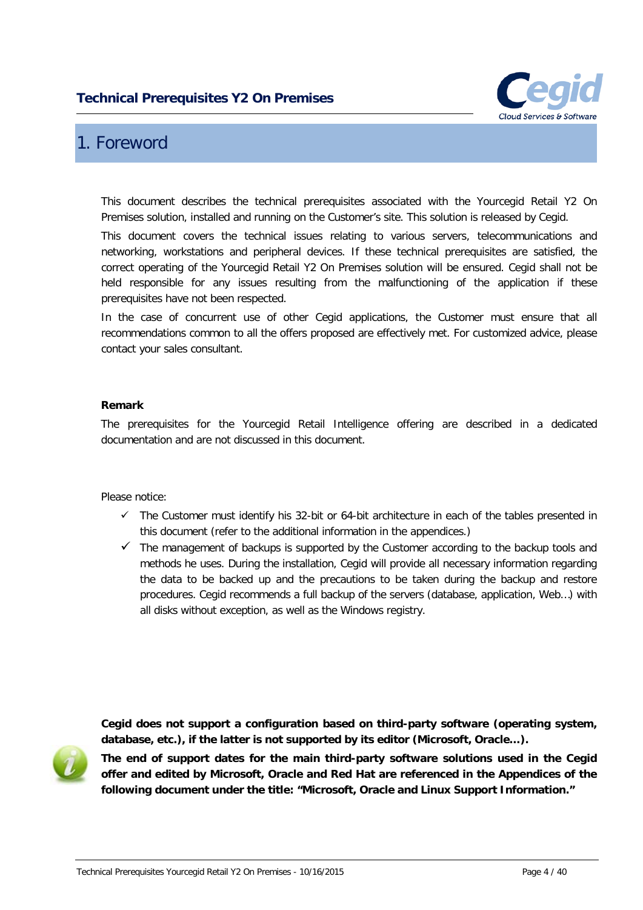# 1. Foreword

This document describes the technical prerequisites associated with the Yourcegid Retail Y2 On Premises solution, installed and running on the Customer's site. This solution is released by Cegid.

This document covers the technical issues relating to various servers, telecommunications and networking, workstations and peripheral devices. If these technical prerequisites are satisfied, the correct operating of the Yourcegid Retail Y2 On Premises solution will be ensured. Cegid shall not be held responsible for any issues resulting from the malfunctioning of the application if these prerequisites have not been respected.

In the case of concurrent use of other Cegid applications, the Customer must ensure that all recommendations common to all the offers proposed are effectively met. For customized advice, please contact your sales consultant.

**Remark**

The prerequisites for the Yourcegid Retail Intelligence offering are described in a dedicated documentation and are not discussed in this document.

Please notice:

- ✓ The Customer must identify his 32-bit or 64-bit architecture in each of the tables presented in this document (refer to the additional information in the appendices.)
- ✓ The management of backups is supported by the Customer according to the backup tools and methods he uses. During the installation, Cegid will provide all necessary information regarding the data to be backed up and the precautions to be taken during the backup and restore procedures. Cegid recommends a full backup of the servers (database, application, Web…) with all disks without exception, as well as the Windows registry.

**Cegid does not support a configuration based on third-party software (operating system, database, etc.), if the latter is not supported by its editor (Microsoft, Oracle…).**

**The end of support dates for the main third-party software solutions used in the Cegid offer and edited by Microsoft, Oracle and Red Hat are referenced in the Appendices of the following document under the title: "Microsoft, Oracle and Linux Support Information."**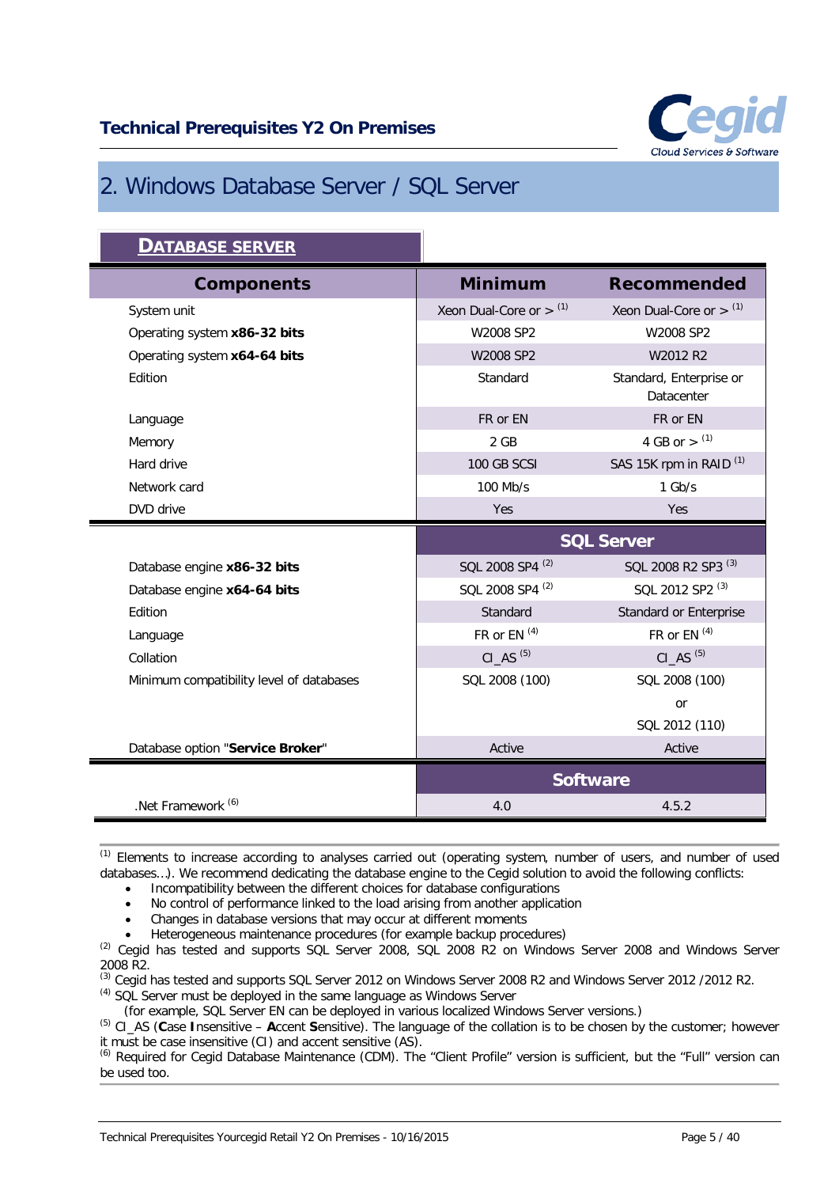## 2. Windows Database Server / SQL Server

### DATABASE SERVER

| Components | Minimum | Recommended |
|---|---|---|
| System unit | Xeon Dual-Core or > [1] | Xeon Dual-Core or > [1] |
| Operating system **x86-32 bits** | W2008 SP2 | W2008 SP2 |
| Operating system **x64-64 bits** | W2008 SP2 | W2012 R2 |
| Edition | Standard | Standard, Enterprise or Datacenter |
| Language | FR or EN | FR or EN |
| Memory | 2 GB | 4 GB or > [1] |
| Hard drive | 100 GB SCSI | SAS 15K rpm in RAID [1] |
| Network card | 100 Mb/s | 1 Gb/s |
| DVD drive | Yes | Yes |
| | **SQL Server** | |
| Database engine **x86-32 bits** | SQL 2008 SP4 [2] | SQL 2008 R2 SP3 [3] |
| Database engine **x64-64 bits** | SQL 2008 SP4 [2] | SQL 2012 SP2 [3] |
| Edition | Standard | Standard or Enterprise |
| Language | FR or EN [4] | FR or EN [4] |
| Collation | CI_AS [5] | CI_AS [5] |
| Minimum compatibility level of databases | SQL 2008 (100) | SQL 2008 (100) or SQL 2012 (110) |
| Database option "**Service Broker**" | Active | Active |
| | **Software** | |
| .Net Framework [6] | 4.0 | 4.5.2 |

[1] Elements to increase according to analyses carried out (operating system, number of users, and number of used databases…). We recommend dedicating the database engine to the Cegid solution to avoid the following conflicts:

- Incompatibility between the different choices for database configurations
- No control of performance linked to the load arising from another application
- Changes in database versions that may occur at different moments
- Heterogeneous maintenance procedures (for example backup procedures)

[2] Cegid has tested and supports SQL Server 2008, SQL 2008 R2 on Windows Server 2008 and Windows Server 2008 R2.

[3] Cegid has tested and supports SQL Server 2012 on Windows Server 2008 R2 and Windows Server 2012 /2012 R2.

[4] SQL Server must be deployed in the same language as Windows Server (for example, SQL Server EN can be deployed in various localized Windows Server versions.)

[5] CI_AS (**C**ase **I**nsensitive – **A**ccent **S**ensitive). The language of the collation is to be chosen by the customer; however it must be case insensitive (CI) and accent sensitive (AS).

[6] Required for Cegid Database Maintenance (CDM). The "Client Profile" version is sufficient, but the "Full" version can be used too.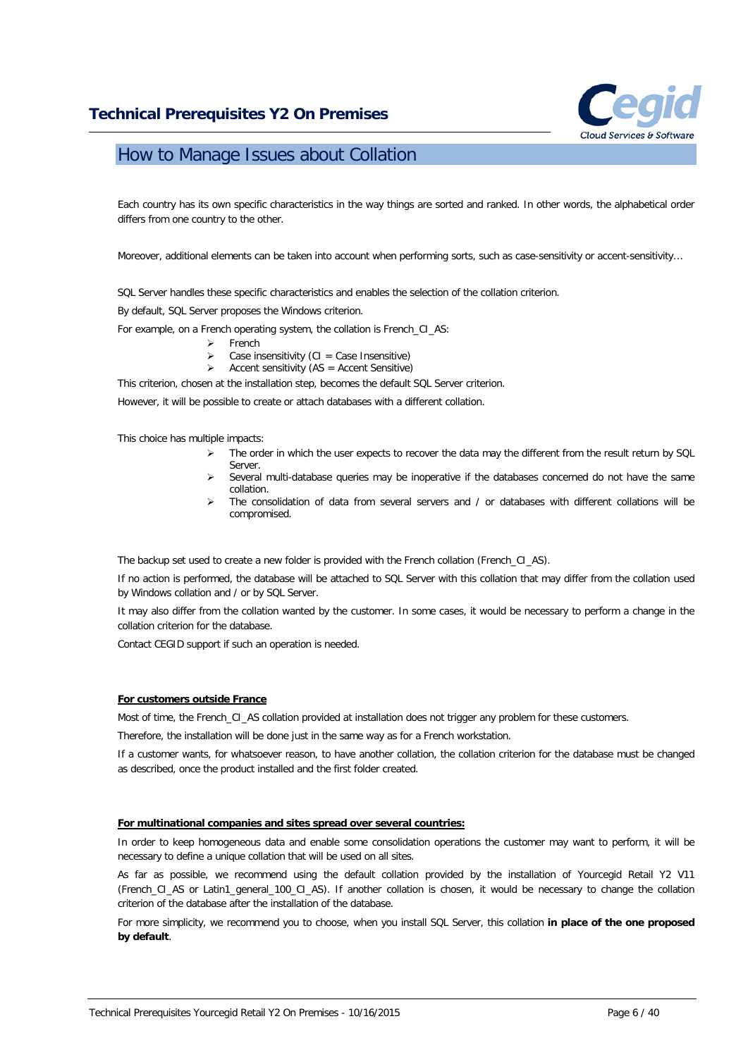## How to Manage Issues about Collation

Each country has its own specific characteristics in the way things are sorted and ranked. In other words, the alphabetical order differs from one country to the other.

Moreover, additional elements can be taken into account when performing sorts, such as case-sensitivity or accent-sensitivity...

SQL Server handles these specific characteristics and enables the selection of the collation criterion.

By default, SQL Server proposes the Windows criterion.

For example, on a French operating system, the collation is French_CI_AS:

- French
- Case insensitivity (CI = Case Insensitive)
- Accent sensitivity (AS = Accent Sensitive)

This criterion, chosen at the installation step, becomes the default SQL Server criterion.

However, it will be possible to create or attach databases with a different collation.

This choice has multiple impacts:

- The order in which the user expects to recover the data may the different from the result return by SQL Server.
- Several multi-database queries may be inoperative if the databases concerned do not have the same collation.
- The consolidation of data from several servers and / or databases with different collations will be compromised.

The backup set used to create a new folder is provided with the French collation (French_CI_AS).

If no action is performed, the database will be attached to SQL Server with this collation that may differ from the collation used by Windows collation and / or by SQL Server.

It may also differ from the collation wanted by the customer. In some cases, it would be necessary to perform a change in the collation criterion for the database.

Contact CEGID support if such an operation is needed.

**<u>For customers outside France</u>**

Most of time, the French_CI_AS collation provided at installation does not trigger any problem for these customers.

Therefore, the installation will be done just in the same way as for a French workstation.

If a customer wants, for whatsoever reason, to have another collation, the collation criterion for the database must be changed as described, once the product installed and the first folder created.

**<u>For multinational companies and sites spread over several countries:</u>**

In order to keep homogeneous data and enable some consolidation operations the customer may want to perform, it will be necessary to define a unique collation that will be used on all sites.

As far as possible, we recommend using the default collation provided by the installation of Yourcegid Retail Y2 V11 (French_CI_AS or Latin1_general_100_CI_AS). If another collation is chosen, it would be necessary to change the collation criterion of the database after the installation of the database.

For more simplicity, we recommend you to choose, when you install SQL Server, this collation **in place of the one proposed by default**.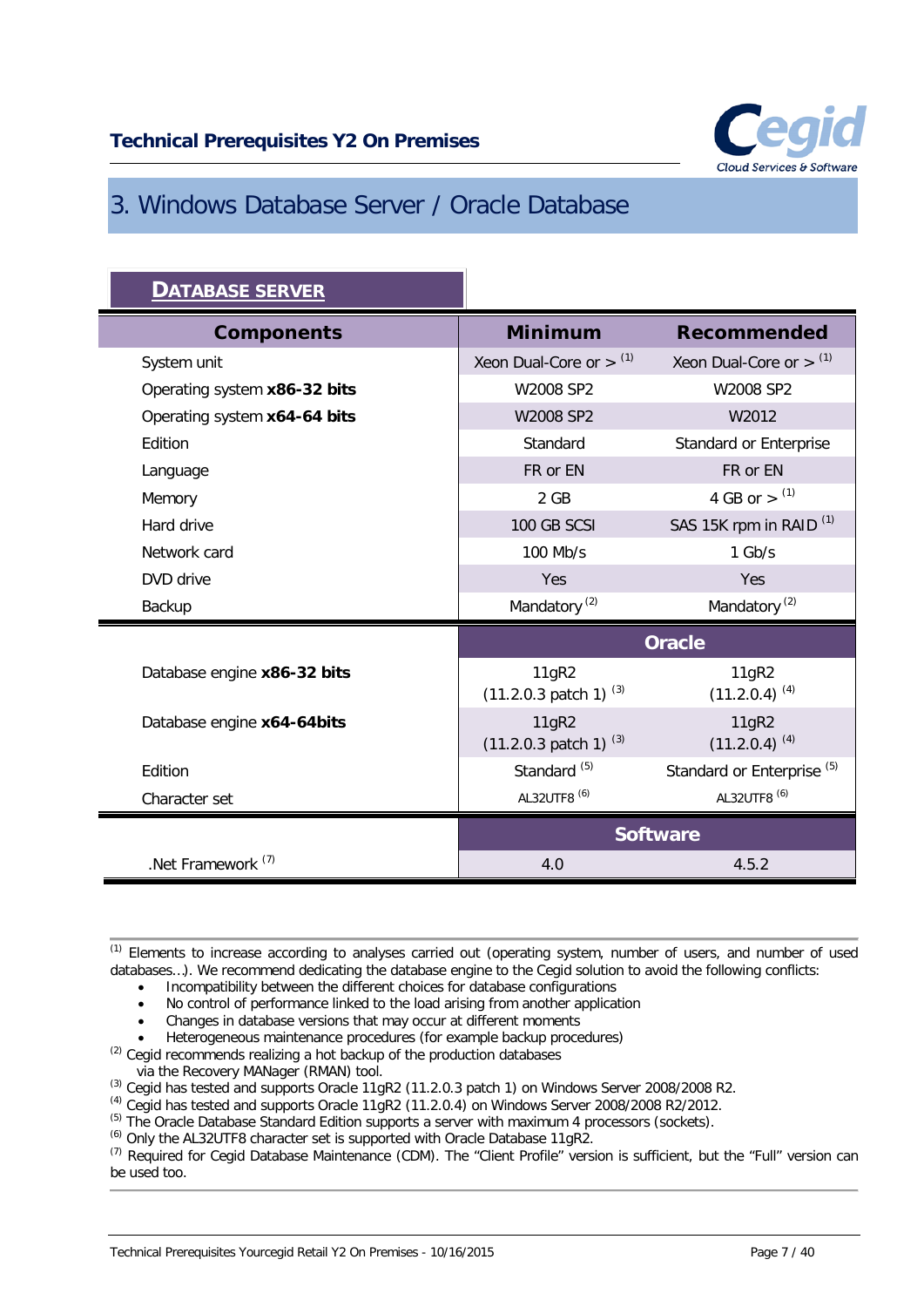# 3. Windows Database Server / Oracle Database

**DATABASE SERVER**

| Components | Minimum | Recommended |
| --- | --- | --- |
| System unit | Xeon Dual-Core or > [1] | Xeon Dual-Core or > [1] |
| Operating system **x86-32 bits** | W2008 SP2 | W2008 SP2 |
| Operating system **x64-64 bits** | W2008 SP2 | W2012 |
| Edition | Standard | Standard or Enterprise |
| Language | FR or EN | FR or EN |
| Memory | 2 GB | 4 GB or > [1] |
| Hard drive | 100 GB SCSI | SAS 15K rpm in RAID [1] |
| Network card | 100 Mb/s | 1 Gb/s |
| DVD drive | Yes | Yes |
| Backup | Mandatory [2] | Mandatory [2] |
| | **Oracle** | |
| Database engine **x86-32 bits** | 11gR2 (11.2.0.3 patch 1) [3] | 11gR2 (11.2.0.4) [4] |
| Database engine **x64-64bits** | 11gR2 (11.2.0.3 patch 1) [3] | 11gR2 (11.2.0.4) [4] |
| Edition | Standard [5] | Standard or Enterprise [5] |
| Character set | AL32UTF8 [6] | AL32UTF8 [6] |
| | **Software** | |
| .Net Framework [7] | 4.0 | 4.5.2 |

[1] Elements to increase according to analyses carried out (operating system, number of users, and number of used databases...). We recommend dedicating the database engine to the Cegid solution to avoid the following conflicts:

- Incompatibility between the different choices for database configurations
- No control of performance linked to the load arising from another application
- Changes in database versions that may occur at different moments
- Heterogeneous maintenance procedures (for example backup procedures)

[2] Cegid recommends realizing a hot backup of the production databases via the Recovery MANager (RMAN) tool.

[3] Cegid has tested and supports Oracle 11gR2 (11.2.0.3 patch 1) on Windows Server 2008/2008 R2.

[4] Cegid has tested and supports Oracle 11gR2 (11.2.0.4) on Windows Server 2008/2008 R2/2012.

[5] The Oracle Database Standard Edition supports a server with maximum 4 processors (sockets).

[6] Only the AL32UTF8 character set is supported with Oracle Database 11gR2.

[7] Required for Cegid Database Maintenance (CDM). The "Client Profile" version is sufficient, but the "Full" version can be used too.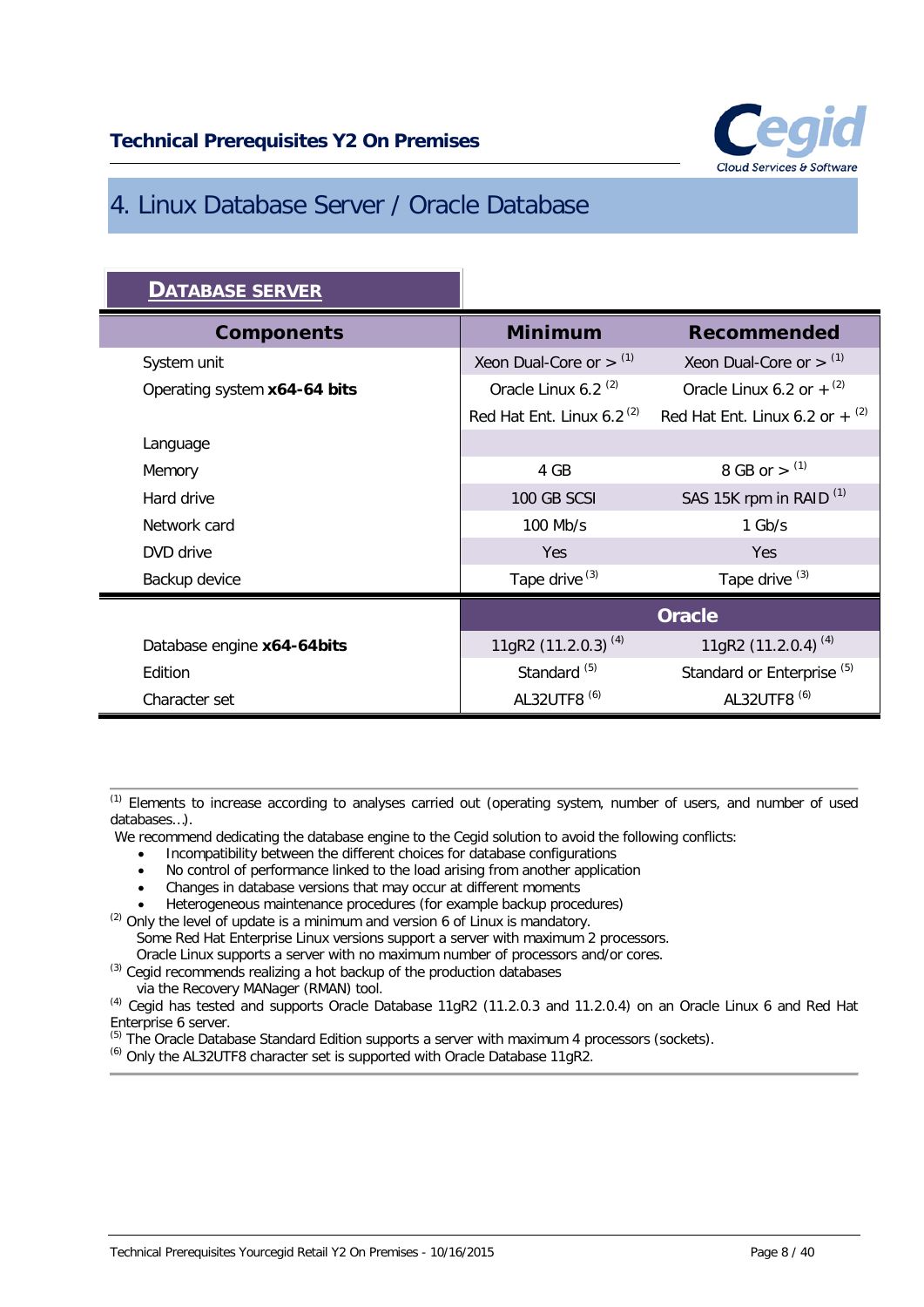# 4. Linux Database Server / Oracle Database

**DATABASE SERVER**

| Components | Minimum | Recommended |
| --- | --- | --- |
| System unit | Xeon Dual-Core or > [1] | Xeon Dual-Core or > [1] |
| Operating system **x64-64 bits** | Oracle Linux 6.2 [2] | Oracle Linux 6.2 or + [2] |
| | Red Hat Ent. Linux 6.2 [2] | Red Hat Ent. Linux 6.2 or + [2] |
| Language | | |
| Memory | 4 GB | 8 GB or > [1] |
| Hard drive | 100 GB SCSI | SAS 15K rpm in RAID [1] |
| Network card | 100 Mb/s | 1 Gb/s |
| DVD drive | Yes | Yes |
| Backup device | Tape drive [3] | Tape drive [3] |
| | **Oracle** | |
| Database engine **x64-64bits** | 11gR2 (11.2.0.3) [4] | 11gR2 (11.2.0.4) [4] |
| Edition | Standard [5] | Standard or Enterprise [5] |
| Character set | AL32UTF8 [6] | AL32UTF8 [6] |

[1] Elements to increase according to analyses carried out (operating system, number of users, and number of used databases…).

We recommend dedicating the database engine to the Cegid solution to avoid the following conflicts:

- Incompatibility between the different choices for database configurations
- No control of performance linked to the load arising from another application
- Changes in database versions that may occur at different moments
- Heterogeneous maintenance procedures (for example backup procedures)

[2] Only the level of update is a minimum and version 6 of Linux is mandatory.
Some Red Hat Enterprise Linux versions support a server with maximum 2 processors.
Oracle Linux supports a server with no maximum number of processors and/or cores.

[3] Cegid recommends realizing a hot backup of the production databases via the Recovery MANager (RMAN) tool.

[4] Cegid has tested and supports Oracle Database 11gR2 (11.2.0.3 and 11.2.0.4) on an Oracle Linux 6 and Red Hat Enterprise 6 server.

[5] The Oracle Database Standard Edition supports a server with maximum 4 processors (sockets).

[6] Only the AL32UTF8 character set is supported with Oracle Database 11gR2.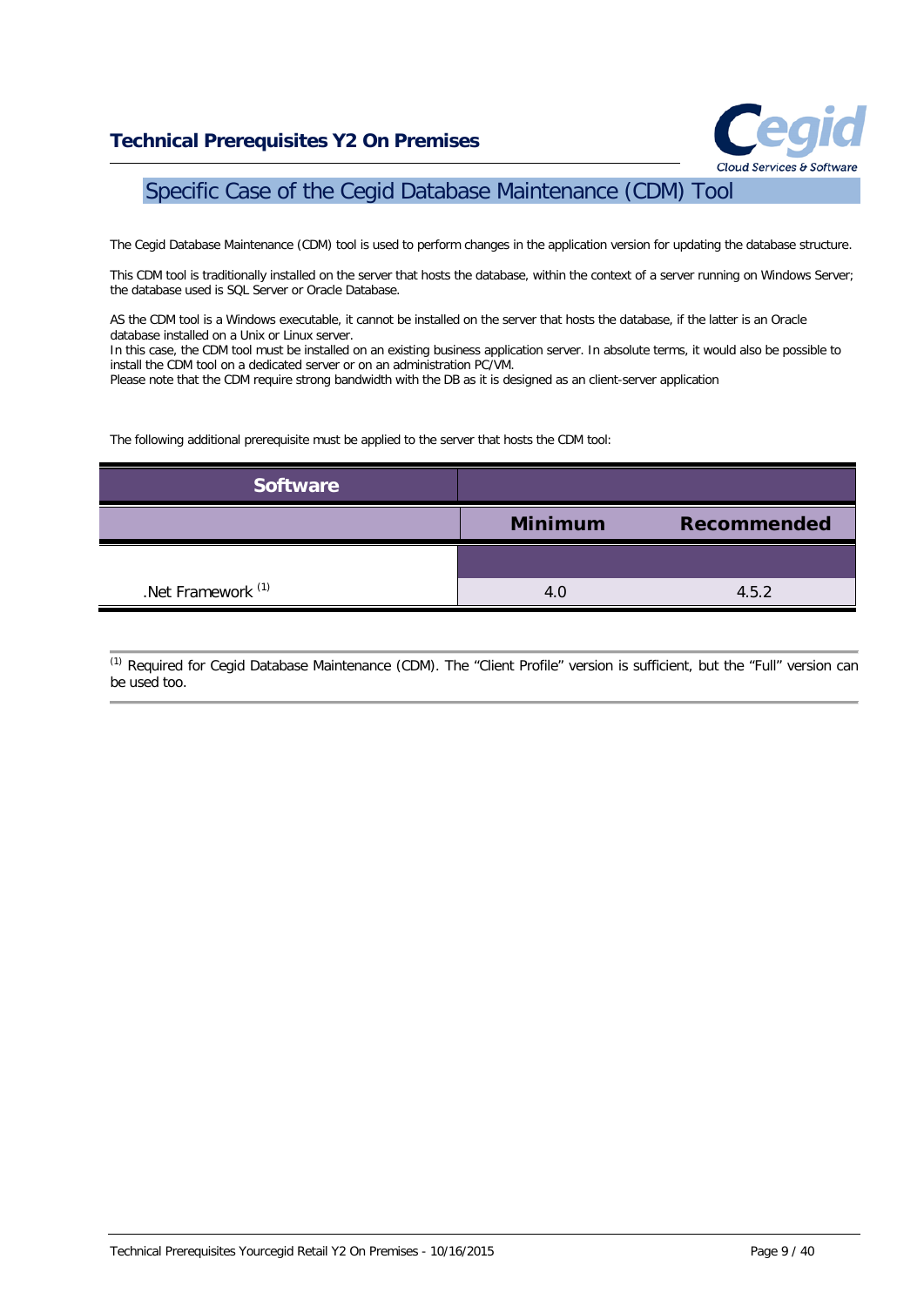## Specific Case of the Cegid Database Maintenance (CDM) Tool

The Cegid Database Maintenance (CDM) tool is used to perform changes in the application version for updating the database structure.

This CDM tool is traditionally installed on the server that hosts the database, within the context of a server running on Windows Server; the database used is SQL Server or Oracle Database.

AS the CDM tool is a Windows executable, it cannot be installed on the server that hosts the database, if the latter is an Oracle database installed on a Unix or Linux server.
In this case, the CDM tool must be installed on an existing business application server. In absolute terms, it would also be possible to install the CDM tool on a dedicated server or on an administration PC/VM.
Please note that the CDM require strong bandwidth with the DB as it is designed as an client-server application

The following additional prerequisite must be applied to the server that hosts the CDM tool:

| Software | | |
|---|---|---|
| | Minimum | Recommended |
| .Net Framework [1] | 4.0 | 4.5.2 |

[1] Required for Cegid Database Maintenance (CDM). The “Client Profile” version is sufficient, but the “Full” version can be used too.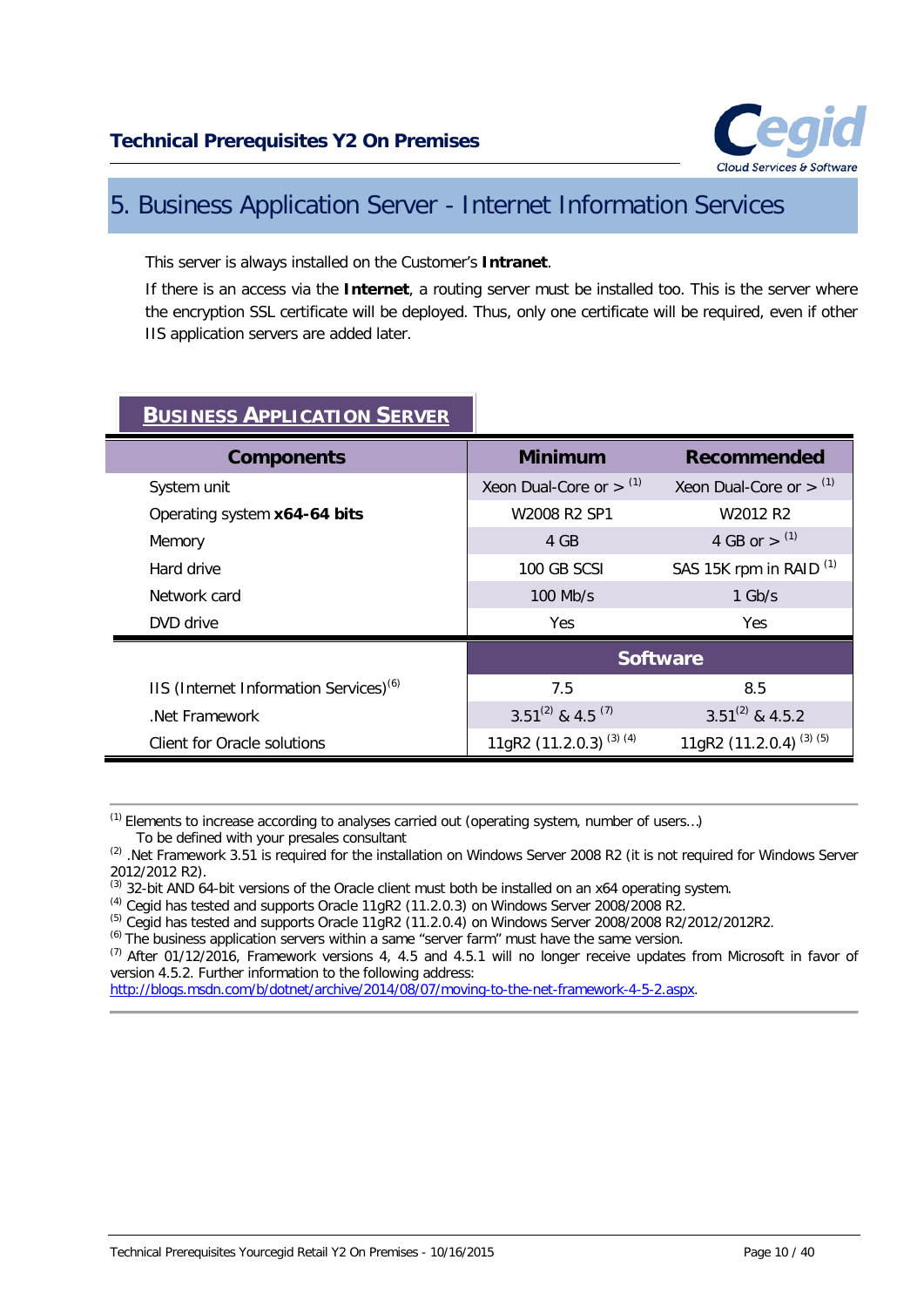# 5. Business Application Server - Internet Information Services

This server is always installed on the Customer's **Intranet**.

If there is an access via the **Internet**, a routing server must be installed too. This is the server where the encryption SSL certificate will be deployed. Thus, only one certificate will be required, even if other IIS application servers are added later.

**BUSINESS APPLICATION SERVER**

| Components | Minimum | Recommended |
|---|---|---|
| System unit | Xeon Dual-Core or > [1] | Xeon Dual-Core or > [1] |
| Operating system **x64-64 bits** | W2008 R2 SP1 | W2012 R2 |
| Memory | 4 GB | 4 GB or > [1] |
| Hard drive | 100 GB SCSI | SAS 15K rpm in RAID [1] |
| Network card | 100 Mb/s | 1 Gb/s |
| DVD drive | Yes | Yes |
| | **Software** | |
| IIS (Internet Information Services)[6] | 7.5 | 8.5 |
| .Net Framework | 3.51[2] & 4.5 [7] | 3.51[2] & 4.5.2 |
| Client for Oracle solutions | 11gR2 (11.2.0.3) [3] [4] | 11gR2 (11.2.0.4) [3] [5] |

[1] Elements to increase according to analyses carried out (operating system, number of users…)
To be defined with your presales consultant

[2] .Net Framework 3.51 is required for the installation on Windows Server 2008 R2 (it is not required for Windows Server 2012/2012 R2).

[3] 32-bit AND 64-bit versions of the Oracle client must both be installed on an x64 operating system.

[4] Cegid has tested and supports Oracle 11gR2 (11.2.0.3) on Windows Server 2008/2008 R2.

[5] Cegid has tested and supports Oracle 11gR2 (11.2.0.4) on Windows Server 2008/2008 R2/2012/2012R2.

[6] The business application servers within a same "server farm" must have the same version.

[7] After 01/12/2016, Framework versions 4, 4.5 and 4.5.1 will no longer receive updates from Microsoft in favor of version 4.5.2. Further information to the following address:
http://blogs.msdn.com/b/dotnet/archive/2014/08/07/moving-to-the-net-framework-4-5-2.aspx.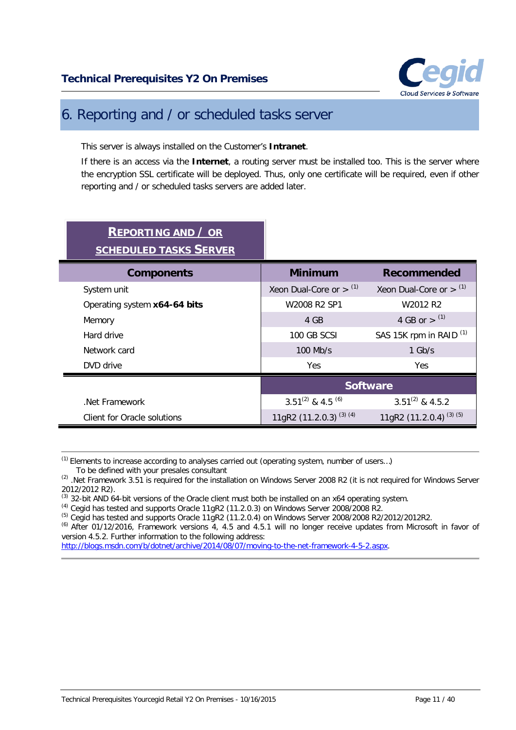# 6. Reporting and / or scheduled tasks server

This server is always installed on the Customer's **Intranet**.

If there is an access via the **Internet**, a routing server must be installed too. This is the server where the encryption SSL certificate will be deployed. Thus, only one certificate will be required, even if other reporting and / or scheduled tasks servers are added later.

**REPORTING AND / OR SCHEDULED TASKS SERVER**

| Components | Minimum | Recommended |
|---|---|---|
| System unit | Xeon Dual-Core or > [1] | Xeon Dual-Core or > [1] |
| Operating system **x64-64 bits** | W2008 R2 SP1 | W2012 R2 |
| Memory | 4 GB | 4 GB or > [1] |
| Hard drive | 100 GB SCSI | SAS 15K rpm in RAID [1] |
| Network card | 100 Mb/s | 1 Gb/s |
| DVD drive | Yes | Yes |
| | **Software** | |
| .Net Framework | 3.51[2] & 4.5 [6] | 3.51[2] & 4.5.2 |
| Client for Oracle solutions | 11gR2 (11.2.0.3) [3] [4] | 11gR2 (11.2.0.4) [3] [5] |

[1] Elements to increase according to analyses carried out (operating system, number of users…) To be defined with your presales consultant

[2] .Net Framework 3.51 is required for the installation on Windows Server 2008 R2 (it is not required for Windows Server 2012/2012 R2).

[3] 32-bit AND 64-bit versions of the Oracle client must both be installed on an x64 operating system.

[4] Cegid has tested and supports Oracle 11gR2 (11.2.0.3) on Windows Server 2008/2008 R2.

[5] Cegid has tested and supports Oracle 11gR2 (11.2.0.4) on Windows Server 2008/2008 R2/2012/2012R2.

[6] After 01/12/2016, Framework versions 4, 4.5 and 4.5.1 will no longer receive updates from Microsoft in favor of version 4.5.2. Further information to the following address: http://blogs.msdn.com/b/dotnet/archive/2014/08/07/moving-to-the-net-framework-4-5-2.aspx.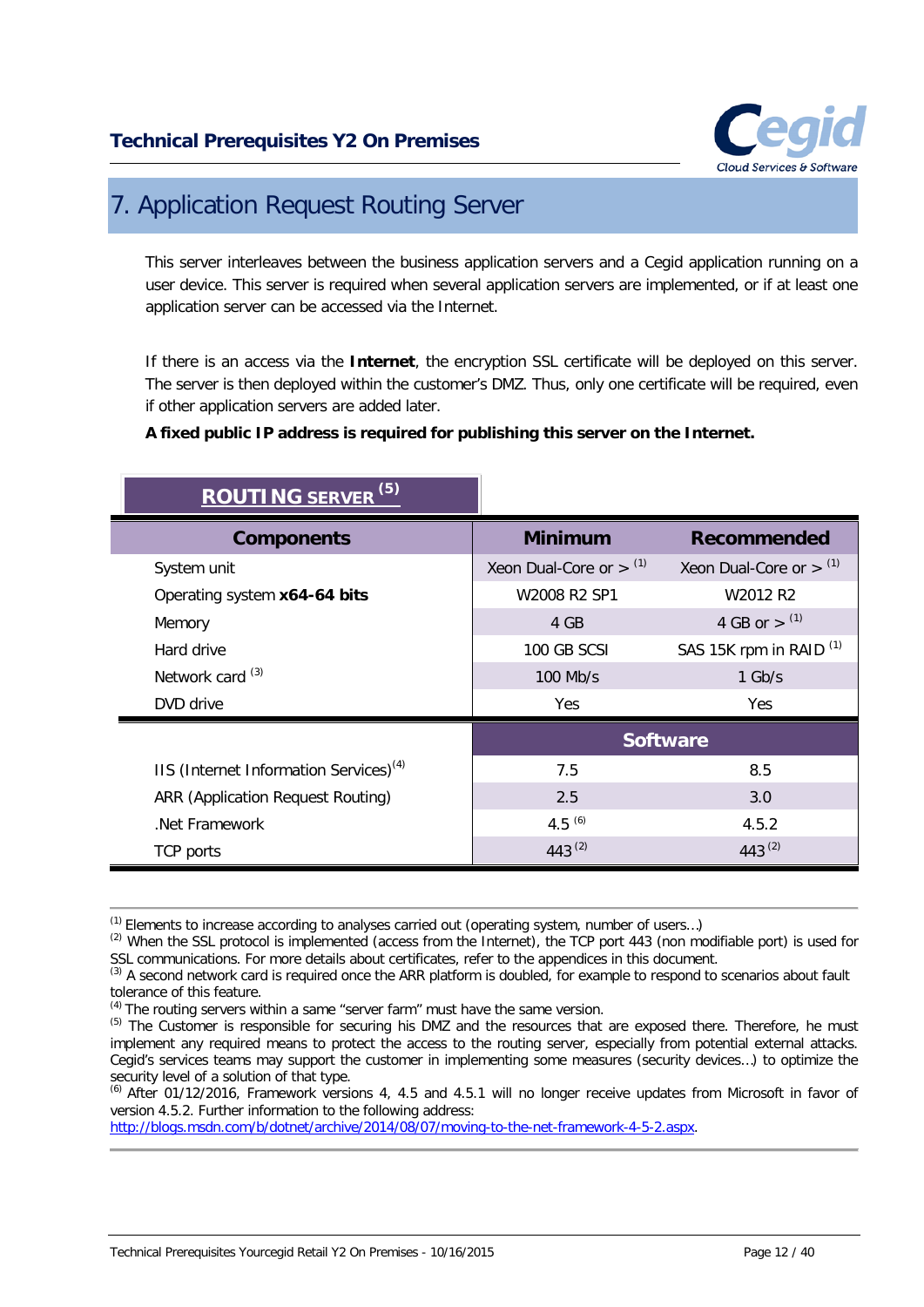# 7. Application Request Routing Server

This server interleaves between the business application servers and a Cegid application running on a user device. This server is required when several application servers are implemented, or if at least one application server can be accessed via the Internet.

If there is an access via the **Internet**, the encryption SSL certificate will be deployed on this server. The server is then deployed within the customer's DMZ. Thus, only one certificate will be required, even if other application servers are added later.

**A fixed public IP address is required for publishing this server on the Internet.**

**ROUTING SERVER [5]**

| Components | Minimum | Recommended |
|---|---|---|
| System unit | Xeon Dual-Core or > [1] | Xeon Dual-Core or > [1] |
| Operating system **x64-64 bits** | W2008 R2 SP1 | W2012 R2 |
| Memory | 4 GB | 4 GB or > [1] |
| Hard drive | 100 GB SCSI | SAS 15K rpm in RAID [1] |
| Network card [3] | 100 Mb/s | 1 Gb/s |
| DVD drive | Yes | Yes |
| | **Software** | |
| IIS (Internet Information Services)[4] | 7.5 | 8.5 |
| ARR (Application Request Routing) | 2.5 | 3.0 |
| .Net Framework | 4.5 [6] | 4.5.2 |
| TCP ports | 443 [2] | 443 [2] |

---

[1] Elements to increase according to analyses carried out (operating system, number of users…)
[2] When the SSL protocol is implemented (access from the Internet), the TCP port 443 (non modifiable port) is used for SSL communications. For more details about certificates, refer to the appendices in this document.
[3] A second network card is required once the ARR platform is doubled, for example to respond to scenarios about fault tolerance of this feature.
[4] The routing servers within a same "server farm" must have the same version.
[5] The Customer is responsible for securing his DMZ and the resources that are exposed there. Therefore, he must implement any required means to protect the access to the routing server, especially from potential external attacks. Cegid's services teams may support the customer in implementing some measures (security devices…) to optimize the security level of a solution of that type.
[6] After 01/12/2016, Framework versions 4, 4.5 and 4.5.1 will no longer receive updates from Microsoft in favor of version 4.5.2. Further information to the following address: http://blogs.msdn.com/b/dotnet/archive/2014/08/07/moving-to-the-net-framework-4-5-2.aspx.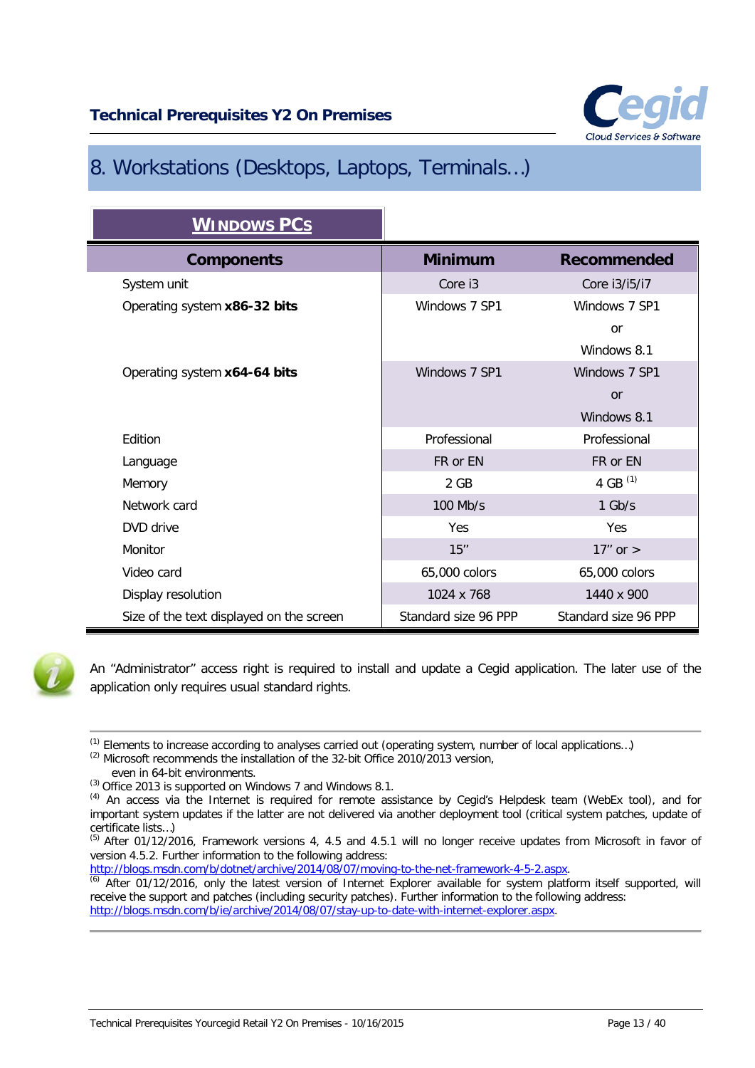# 8. Workstations (Desktops, Laptops, Terminals…)

**WINDOWS PCS**

| Components | Minimum | Recommended |
|---|---|---|
| System unit | Core i3 | Core i3/i5/i7 |
| Operating system **x86-32 bits** | Windows 7 SP1 | Windows 7 SP1 or Windows 8.1 |
| Operating system **x64-64 bits** | Windows 7 SP1 | Windows 7 SP1 or Windows 8.1 |
| Edition | Professional | Professional |
| Language | FR or EN | FR or EN |
| Memory | 2 GB | 4 GB [1] |
| Network card | 100 Mb/s | 1 Gb/s |
| DVD drive | Yes | Yes |
| Monitor | 15'' | 17'' or > |
| Video card | 65,000 colors | 65,000 colors |
| Display resolution | 1024 x 768 | 1440 x 900 |
| Size of the text displayed on the screen | Standard size 96 PPP | Standard size 96 PPP |

An "Administrator" access right is required to install and update a Cegid application. The later use of the application only requires usual standard rights.

---

[1] Elements to increase according to analyses carried out (operating system, number of local applications…)
[2] Microsoft recommends the installation of the 32-bit Office 2010/2013 version, even in 64-bit environments.
[3] Office 2013 is supported on Windows 7 and Windows 8.1.
[4] An access via the Internet is required for remote assistance by Cegid's Helpdesk team (WebEx tool), and for important system updates if the latter are not delivered via another deployment tool (critical system patches, update of certificate lists…)
[5] After 01/12/2016, Framework versions 4, 4.5 and 4.5.1 will no longer receive updates from Microsoft in favor of version 4.5.2. Further information to the following address: http://blogs.msdn.com/b/dotnet/archive/2014/08/07/moving-to-the-net-framework-4-5-2.aspx.
[6] After 01/12/2016, only the latest version of Internet Explorer available for system platform itself supported, will receive the support and patches (including security patches). Further information to the following address: http://blogs.msdn.com/b/ie/archive/2014/08/07/stay-up-to-date-with-internet-explorer.aspx.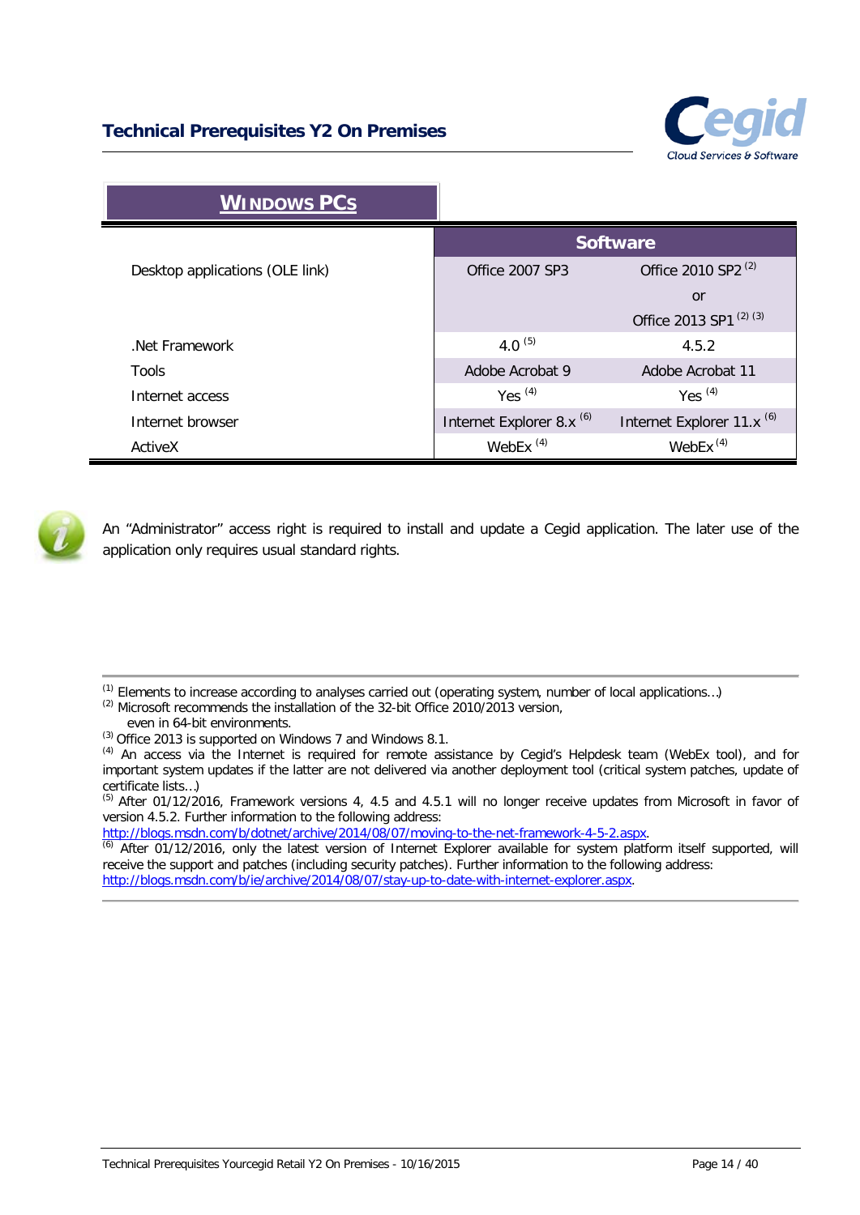## WINDOWS PCs

| | Software | |
|---|---|---|
| Desktop applications (OLE link) | Office 2007 SP3 | Office 2010 SP2 [2] or Office 2013 SP1 [2] [3] |
| .Net Framework | 4.0 [5] | 4.5.2 |
| Tools | Adobe Acrobat 9 | Adobe Acrobat 11 |
| Internet access | Yes [4] | Yes [4] |
| Internet browser | Internet Explorer 8.x [6] | Internet Explorer 11.x [6] |
| ActiveX | WebEx [4] | WebEx [4] |

An "Administrator" access right is required to install and update a Cegid application. The later use of the application only requires usual standard rights.

---

[1] Elements to increase according to analyses carried out (operating system, number of local applications…)
[2] Microsoft recommends the installation of the 32-bit Office 2010/2013 version, even in 64-bit environments.
[3] Office 2013 is supported on Windows 7 and Windows 8.1.
[4] An access via the Internet is required for remote assistance by Cegid's Helpdesk team (WebEx tool), and for important system updates if the latter are not delivered via another deployment tool (critical system patches, update of certificate lists…)
[5] After 01/12/2016, Framework versions 4, 4.5 and 4.5.1 will no longer receive updates from Microsoft in favor of version 4.5.2. Further information to the following address: http://blogs.msdn.com/b/dotnet/archive/2014/08/07/moving-to-the-net-framework-4-5-2.aspx.
[6] After 01/12/2016, only the latest version of Internet Explorer available for system platform itself supported, will receive the support and patches (including security patches). Further information to the following address: http://blogs.msdn.com/b/ie/archive/2014/08/07/stay-up-to-date-with-internet-explorer.aspx.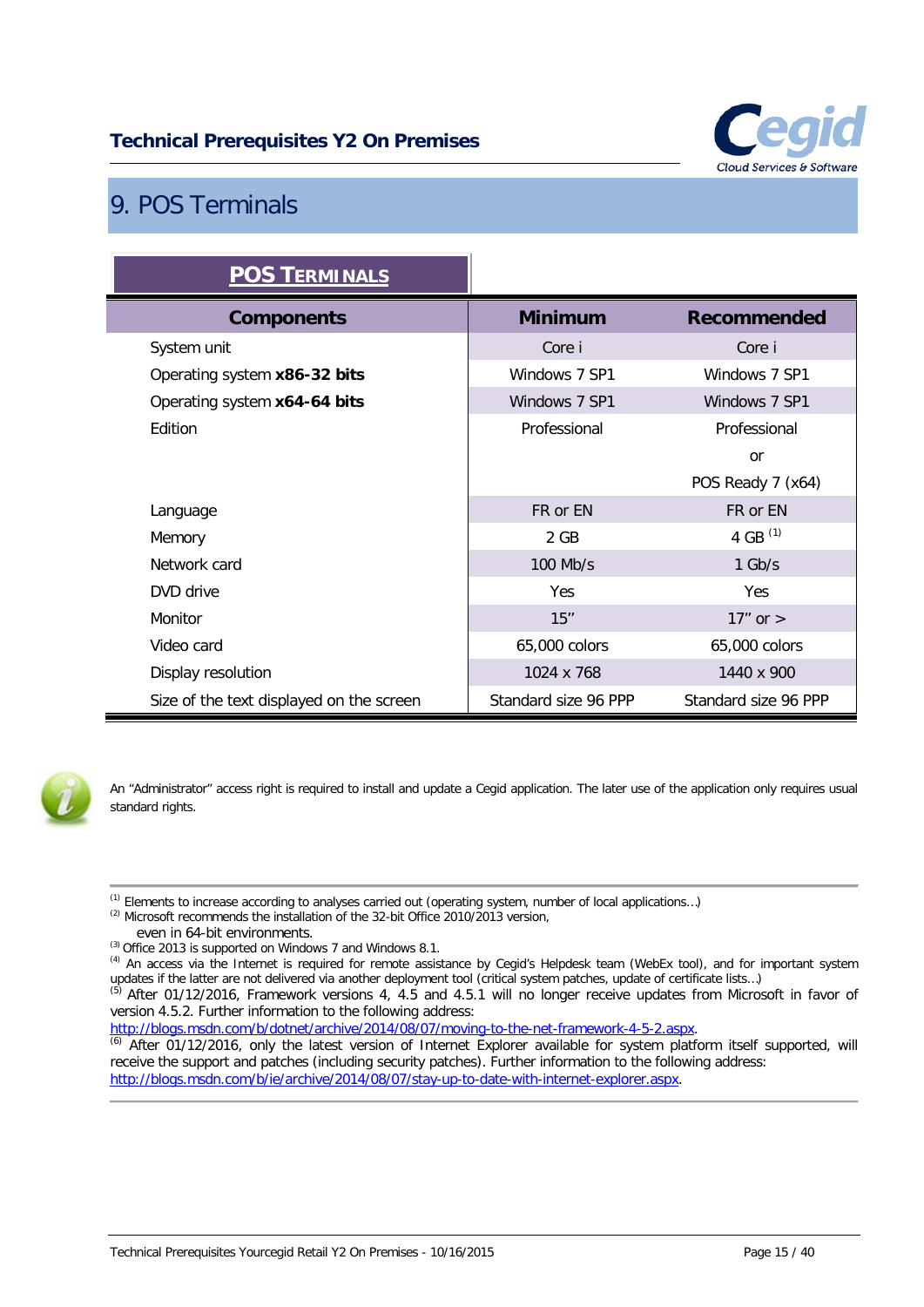# 9. POS Terminals

**POS TERMINALS**

| Components | Minimum | Recommended |
|---|---|---|
| System unit | Core i | Core i |
| Operating system **x86-32 bits** | Windows 7 SP1 | Windows 7 SP1 |
| Operating system **x64-64 bits** | Windows 7 SP1 | Windows 7 SP1 |
| Edition | Professional | Professional or POS Ready 7 (x64) |
| Language | FR or EN | FR or EN |
| Memory | 2 GB | 4 GB [1] |
| Network card | 100 Mb/s | 1 Gb/s |
| DVD drive | Yes | Yes |
| Monitor | 15'' | 17'' or > |
| Video card | 65,000 colors | 65,000 colors |
| Display resolution | 1024 x 768 | 1440 x 900 |
| Size of the text displayed on the screen | Standard size 96 PPP | Standard size 96 PPP |

An "Administrator" access right is required to install and update a Cegid application. The later use of the application only requires usual standard rights.

---

[1] Elements to increase according to analyses carried out (operating system, number of local applications…)
[2] Microsoft recommends the installation of the 32-bit Office 2010/2013 version,
even in 64-bit environments.
[3] Office 2013 is supported on Windows 7 and Windows 8.1.
[4] An access via the Internet is required for remote assistance by Cegid's Helpdesk team (WebEx tool), and for important system updates if the latter are not delivered via another deployment tool (critical system patches, update of certificate lists…)
[5] After 01/12/2016, Framework versions 4, 4.5 and 4.5.1 will no longer receive updates from Microsoft in favor of version 4.5.2. Further information to the following address:
http://blogs.msdn.com/b/dotnet/archive/2014/08/07/moving-to-the-net-framework-4-5-2.aspx.
[6] After 01/12/2016, only the latest version of Internet Explorer available for system platform itself supported, will receive the support and patches (including security patches). Further information to the following address:
http://blogs.msdn.com/b/ie/archive/2014/08/07/stay-up-to-date-with-internet-explorer.aspx.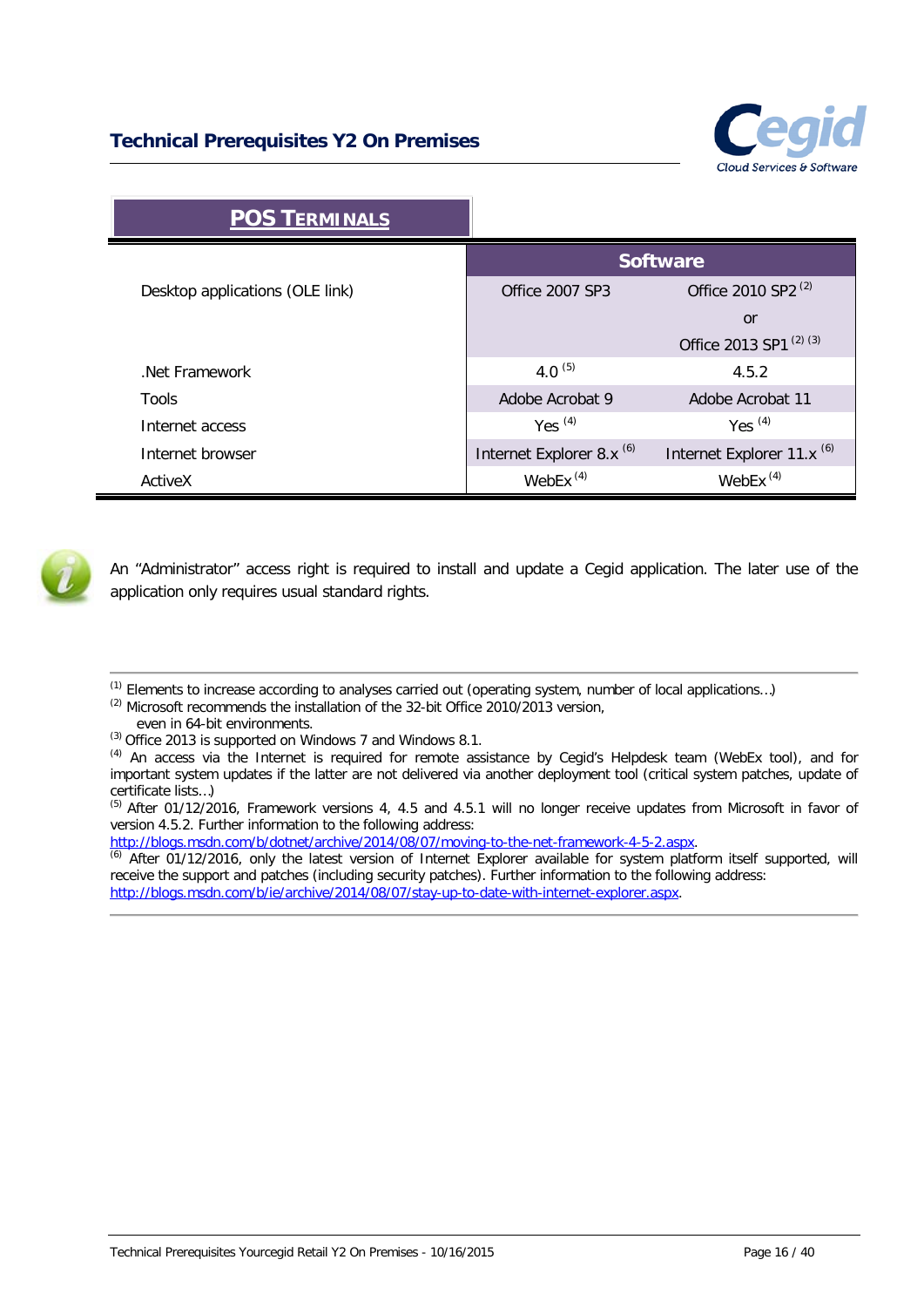## POS TERMINALS

| | Software | |
|---|---|---|
| Desktop applications (OLE link) | Office 2007 SP3 | Office 2010 SP2 [2] or Office 2013 SP1 [2] [3] |
| .Net Framework | 4.0 [5] | 4.5.2 |
| Tools | Adobe Acrobat 9 | Adobe Acrobat 11 |
| Internet access | Yes [4] | Yes [4] |
| Internet browser | Internet Explorer 8.x [6] | Internet Explorer 11.x [6] |
| ActiveX | WebEx [4] | WebEx [4] |

An "Administrator" access right is required to install and update a Cegid application. The later use of the application only requires usual standard rights.

---

[1] Elements to increase according to analyses carried out (operating system, number of local applications…)
[2] Microsoft recommends the installation of the 32-bit Office 2010/2013 version, even in 64-bit environments.
[3] Office 2013 is supported on Windows 7 and Windows 8.1.
[4] An access via the Internet is required for remote assistance by Cegid's Helpdesk team (WebEx tool), and for important system updates if the latter are not delivered via another deployment tool (critical system patches, update of certificate lists…)
[5] After 01/12/2016, Framework versions 4, 4.5 and 4.5.1 will no longer receive updates from Microsoft in favor of version 4.5.2. Further information to the following address:
http://blogs.msdn.com/b/dotnet/archive/2014/08/07/moving-to-the-net-framework-4-5-2.aspx.
[6] After 01/12/2016, only the latest version of Internet Explorer available for system platform itself supported, will receive the support and patches (including security patches). Further information to the following address:
http://blogs.msdn.com/b/ie/archive/2014/08/07/stay-up-to-date-with-internet-explorer.aspx.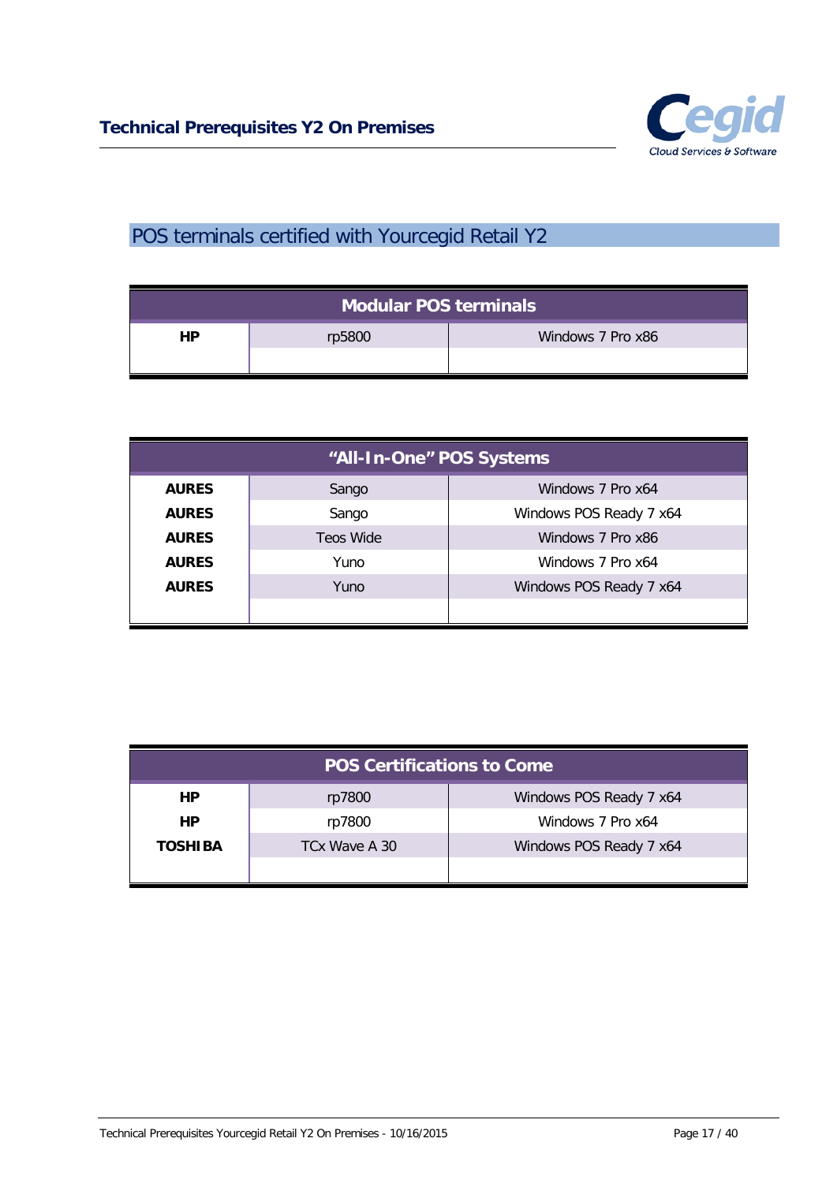## POS terminals certified with Yourcegid Retail Y2

| Modular POS terminals | | |
|---|---|---|
| **HP** | rp5800 | Windows 7 Pro x86 |
| | | |

| "All-In-One" POS Systems | | |
|---|---|---|
| **AURES** | Sango | Windows 7 Pro x64 |
| **AURES** | Sango | Windows POS Ready 7 x64 |
| **AURES** | Teos Wide | Windows 7 Pro x86 |
| **AURES** | Yuno | Windows 7 Pro x64 |
| **AURES** | Yuno | Windows POS Ready 7 x64 |
| | | |

| POS Certifications to Come | | |
|---|---|---|
| **HP** | rp7800 | Windows POS Ready 7 x64 |
| **HP** | rp7800 | Windows 7 Pro x64 |
| **TOSHIBA** | TCx Wave A 30 | Windows POS Ready 7 x64 |
| | | |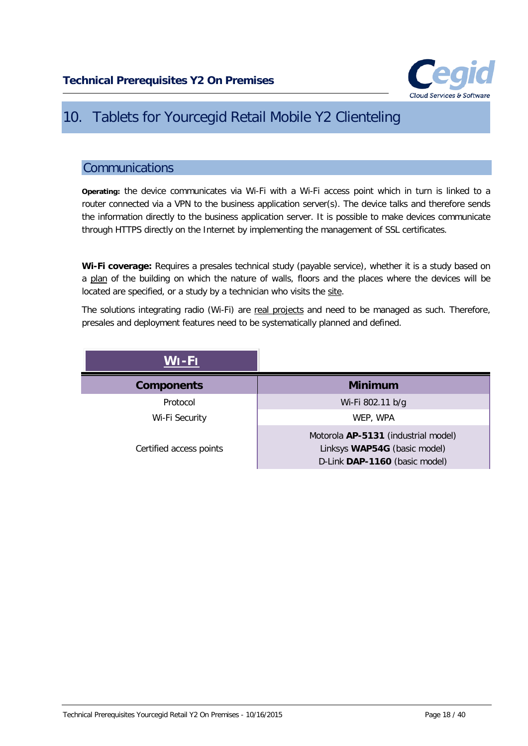# 10. Tablets for Yourcegid Retail Mobile Y2 Clienteling

## Communications

**Operating:** the device communicates via Wi-Fi with a Wi-Fi access point which in turn is linked to a router connected via a VPN to the business application server(s). The device talks and therefore sends the information directly to the business application server. It is possible to make devices communicate through HTTPS directly on the Internet by implementing the management of SSL certificates.

**Wi-Fi coverage:** Requires a presales technical study (payable service), whether it is a study based on a plan of the building on which the nature of walls, floors and the places where the devices will be located are specified, or a study by a technician who visits the site.

The solutions integrating radio (Wi-Fi) are real projects and need to be managed as such. Therefore, presales and deployment features need to be systematically planned and defined.

**WI-FI**

| Components | Minimum |
|---|---|
| Protocol | Wi-Fi 802.11 b/g |
| Wi-Fi Security | WEP, WPA |
| Certified access points | Motorola **AP-5131** (industrial model)<br>Linksys **WAP54G** (basic model)<br>D-Link **DAP-1160** (basic model) |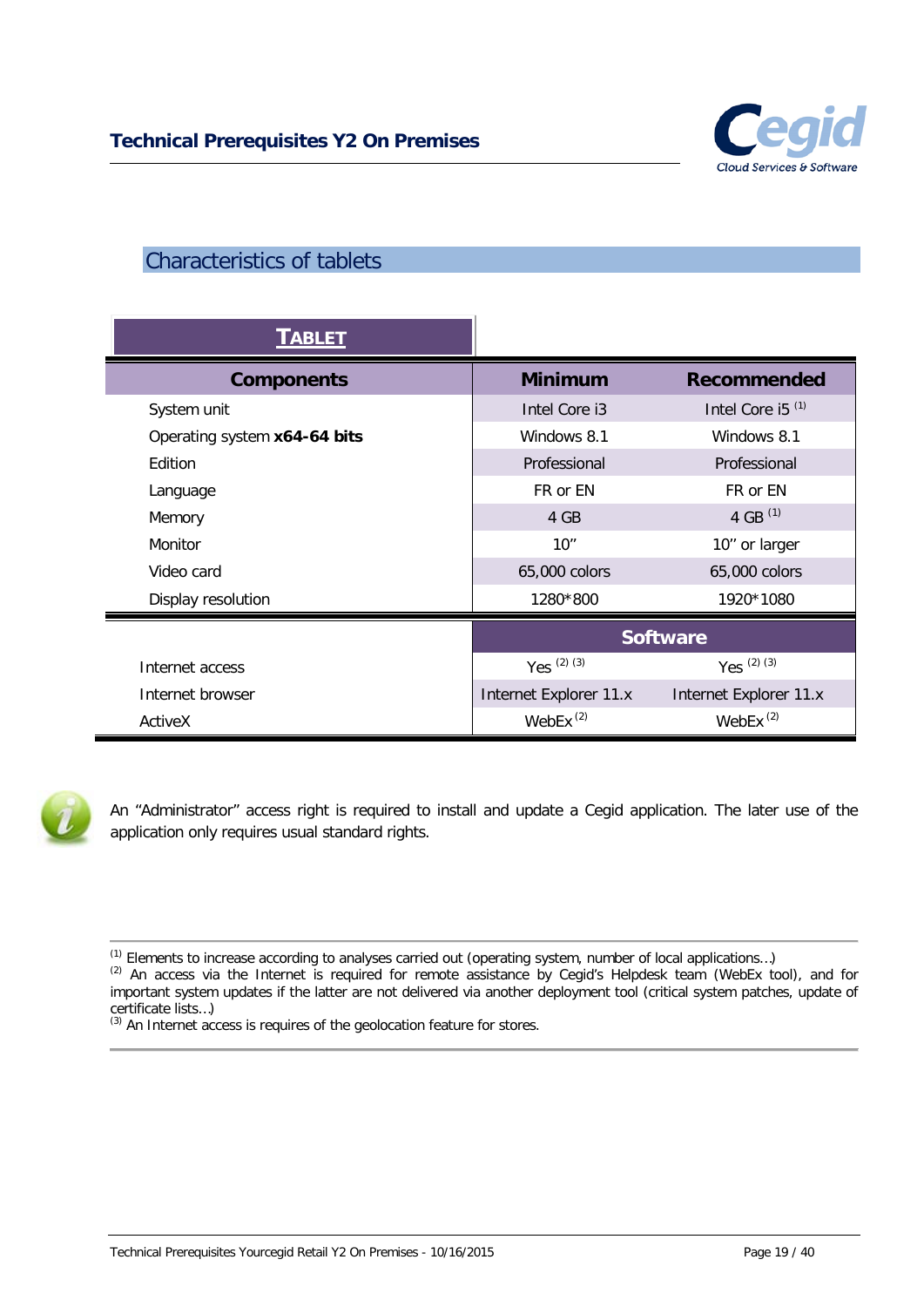## Characteristics of tablets

| **TABLET** | | |
|---|---|---|
| **Components** | **Minimum** | **Recommended** |
| System unit | Intel Core i3 | Intel Core i5 [1] |
| Operating system **x64-64 bits** | Windows 8.1 | Windows 8.1 |
| Edition | Professional | Professional |
| Language | FR or EN | FR or EN |
| Memory | 4 GB | 4 GB [1] |
| Monitor | 10'' | 10'' or larger |
| Video card | 65,000 colors | 65,000 colors |
| Display resolution | 1280*800 | 1920*1080 |
| | **Software** | |
| Internet access | Yes [2] [3] | Yes [2] [3] |
| Internet browser | Internet Explorer 11.x | Internet Explorer 11.x |
| ActiveX | WebEx [2] | WebEx [2] |

An "Administrator" access right is required to install and update a Cegid application. The later use of the application only requires usual standard rights.

---

[1] Elements to increase according to analyses carried out (operating system, number of local applications…)
[2] An access via the Internet is required for remote assistance by Cegid's Helpdesk team (WebEx tool), and for important system updates if the latter are not delivered via another deployment tool (critical system patches, update of certificate lists…)
[3] An Internet access is requires of the geolocation feature for stores.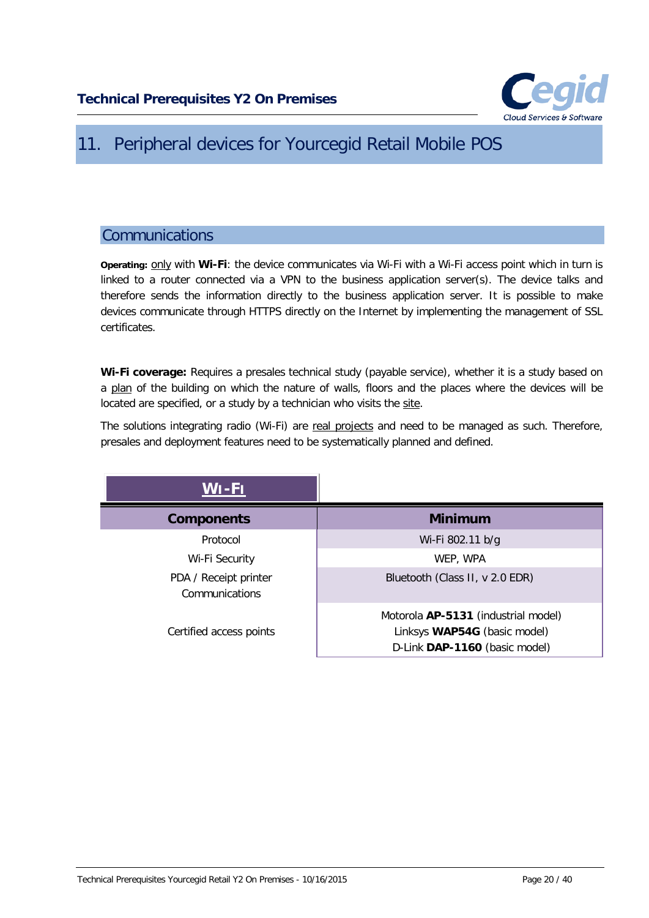# 11. Peripheral devices for Yourcegid Retail Mobile POS

## Communications

**Operating:** only with **Wi-Fi**: the device communicates via Wi-Fi with a Wi-Fi access point which in turn is linked to a router connected via a VPN to the business application server(s). The device talks and therefore sends the information directly to the business application server. It is possible to make devices communicate through HTTPS directly on the Internet by implementing the management of SSL certificates.

**Wi-Fi coverage:** Requires a presales technical study (payable service), whether it is a study based on a plan of the building on which the nature of walls, floors and the places where the devices will be located are specified, or a study by a technician who visits the site.

The solutions integrating radio (Wi-Fi) are real projects and need to be managed as such. Therefore, presales and deployment features need to be systematically planned and defined.

**WI-FI**

| Components | Minimum |
| --- | --- |
| Protocol | Wi-Fi 802.11 b/g |
| Wi-Fi Security | WEP, WPA |
| PDA / Receipt printer Communications | Bluetooth (Class II, v 2.0 EDR) |
| Certified access points | Motorola **AP-5131** (industrial model)<br>Linksys **WAP54G** (basic model)<br>D-Link **DAP-1160** (basic model) |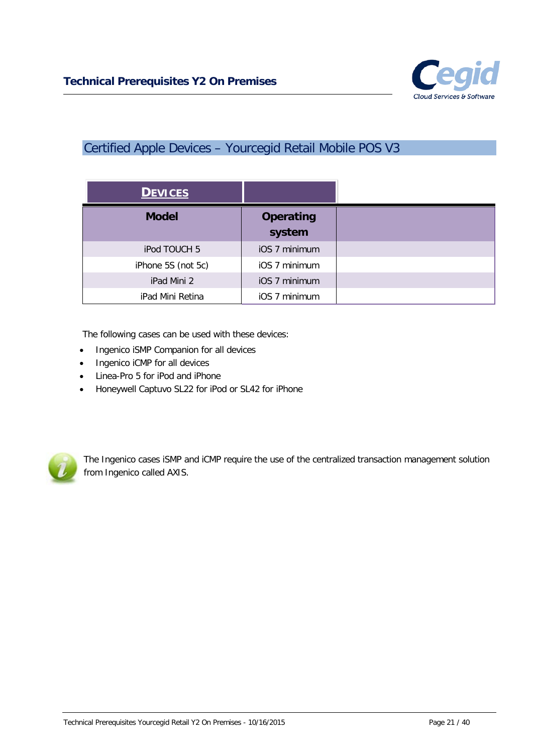## Certified Apple Devices – Yourcegid Retail Mobile POS V3

| **DEVICES** | | |
|---|---|---|
| **Model** | **Operating system** | |
| iPod TOUCH 5 | iOS 7 minimum | |
| iPhone 5S (not 5c) | iOS 7 minimum | |
| iPad Mini 2 | iOS 7 minimum | |
| iPad Mini Retina | iOS 7 minimum | |

The following cases can be used with these devices:

- Ingenico iSMP Companion for all devices
- Ingenico iCMP for all devices
- Linea-Pro 5 for iPod and iPhone
- Honeywell Captuvo SL22 for iPod or SL42 for iPhone

The Ingenico cases iSMP and iCMP require the use of the centralized transaction management solution from Ingenico called AXIS.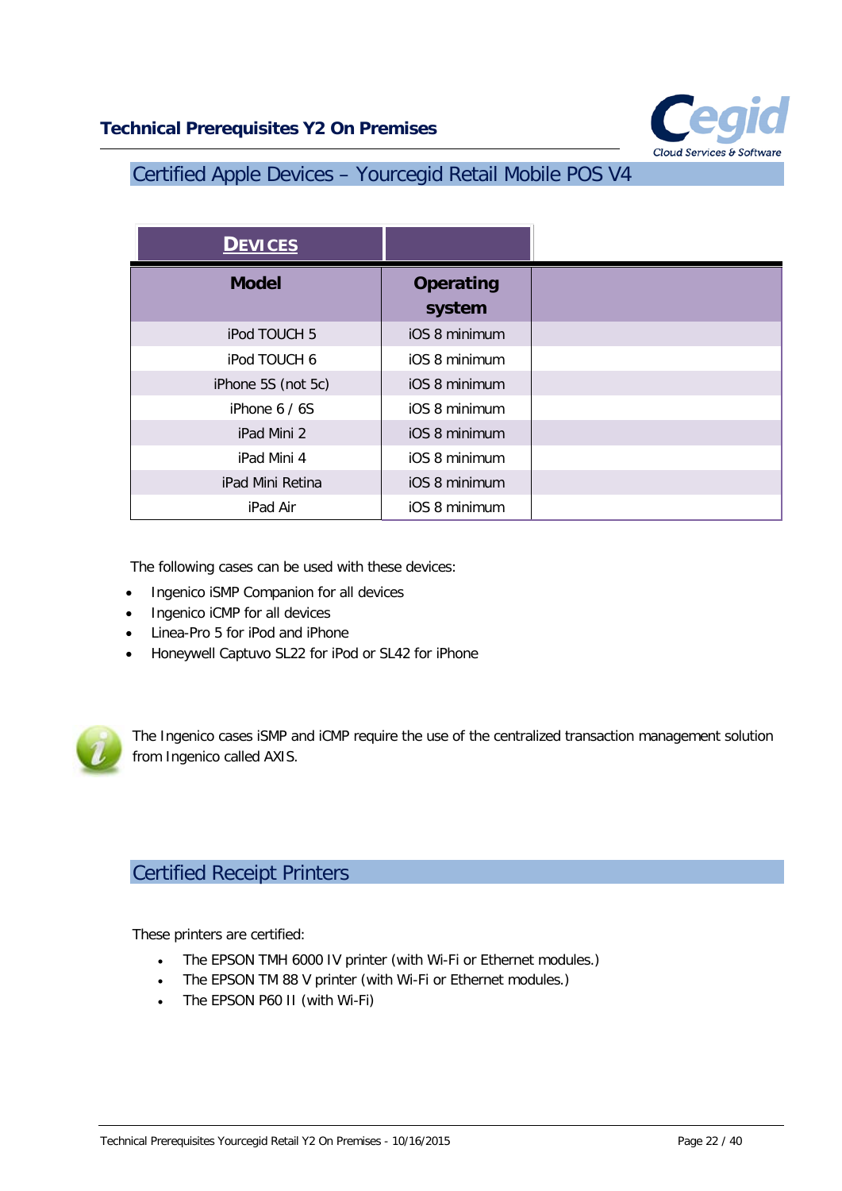## Certified Apple Devices – Yourcegid Retail Mobile POS V4

| DEVICES | | |
|---|---|---|
| **Model** | **Operating system** | |
| iPod TOUCH 5 | iOS 8 minimum | |
| iPod TOUCH 6 | iOS 8 minimum | |
| iPhone 5S (not 5c) | iOS 8 minimum | |
| iPhone 6 / 6S | iOS 8 minimum | |
| iPad Mini 2 | iOS 8 minimum | |
| iPad Mini 4 | iOS 8 minimum | |
| iPad Mini Retina | iOS 8 minimum | |
| iPad Air | iOS 8 minimum | |

The following cases can be used with these devices:

- Ingenico iSMP Companion for all devices
- Ingenico iCMP for all devices
- Linea-Pro 5 for iPod and iPhone
- Honeywell Captuvo SL22 for iPod or SL42 for iPhone

The Ingenico cases iSMP and iCMP require the use of the centralized transaction management solution from Ingenico called AXIS.

## Certified Receipt Printers

These printers are certified:

- The EPSON TMH 6000 IV printer (with Wi-Fi or Ethernet modules.)
- The EPSON TM 88 V printer (with Wi-Fi or Ethernet modules.)
- The EPSON P60 II (with Wi-Fi)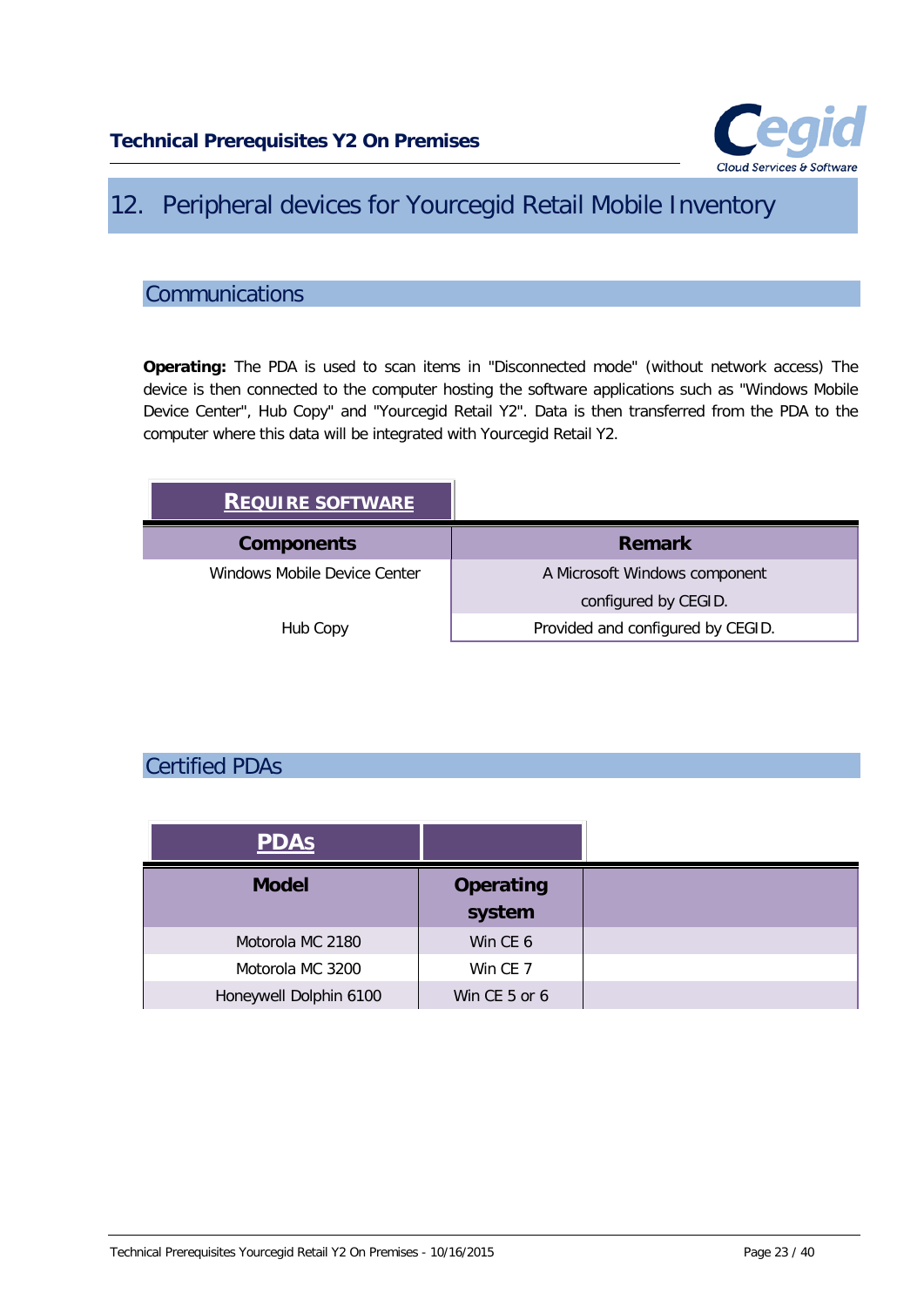# 12. Peripheral devices for Yourcegid Retail Mobile Inventory

## Communications

**Operating:** The PDA is used to scan items in "Disconnected mode" (without network access) The device is then connected to the computer hosting the software applications such as "Windows Mobile Device Center", Hub Copy" and "Yourcegid Retail Y2". Data is then transferred from the PDA to the computer where this data will be integrated with Yourcegid Retail Y2.

| **REQUIRE SOFTWARE** | |
|---|---|
| **Components** | **Remark** |
| Windows Mobile Device Center | A Microsoft Windows component configured by CEGID. |
| Hub Copy | Provided and configured by CEGID. |

## Certified PDAs

| **PDAs** | | |
|---|---|---|
| **Model** | **Operating system** | |
| Motorola MC 2180 | Win CE 6 | |
| Motorola MC 3200 | Win CE 7 | |
| Honeywell Dolphin 6100 | Win CE 5 or 6 | |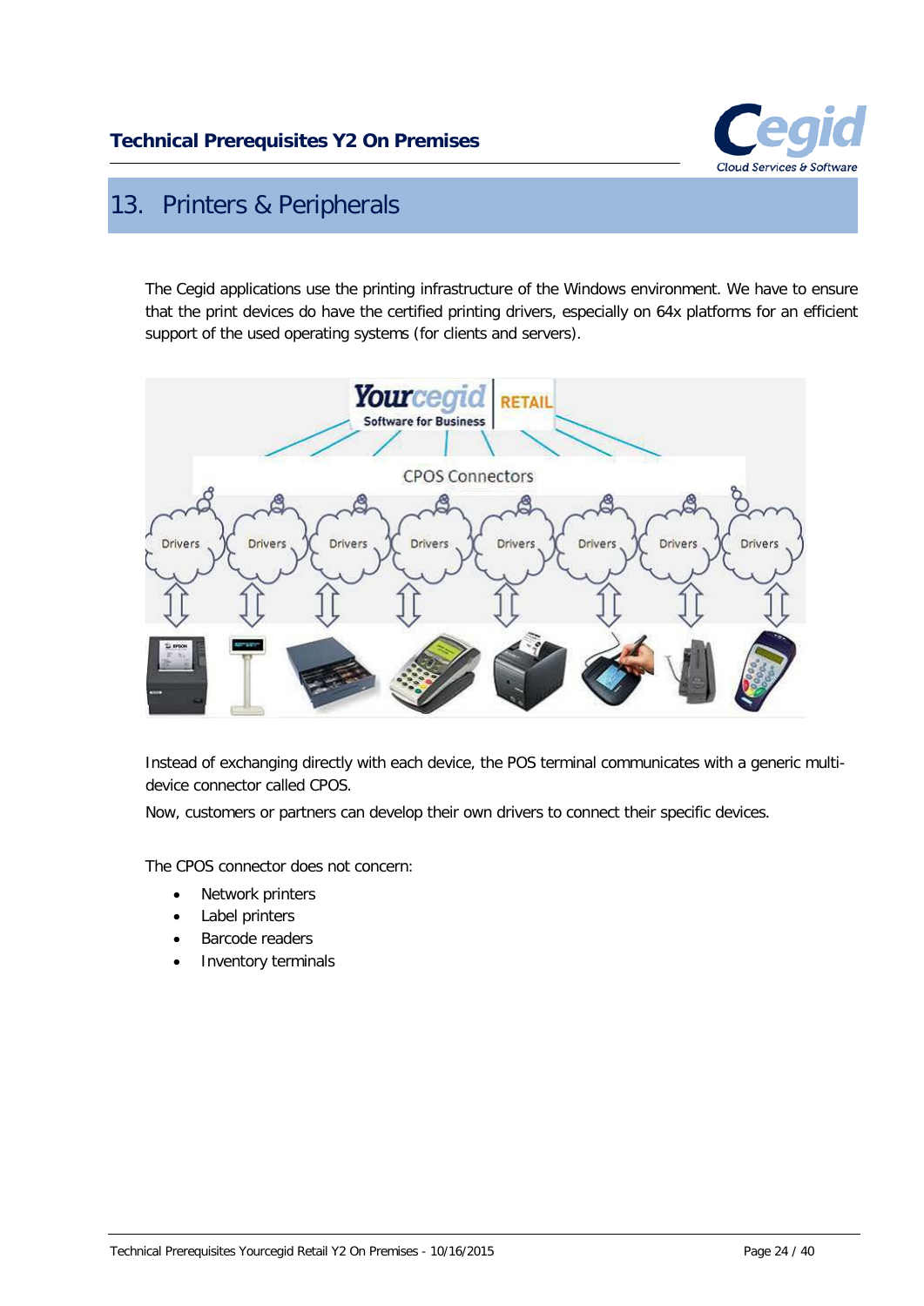# 13. Printers & Peripherals

The Cegid applications use the printing infrastructure of the Windows environment. We have to ensure that the print devices do have the certified printing drivers, especially on 64x platforms for an efficient support of the used operating systems (for clients and servers).

Instead of exchanging directly with each device, the POS terminal communicates with a generic multi-device connector called CPOS.

Now, customers or partners can develop their own drivers to connect their specific devices.

The CPOS connector does not concern:

- Network printers
- Label printers
- Barcode readers
- Inventory terminals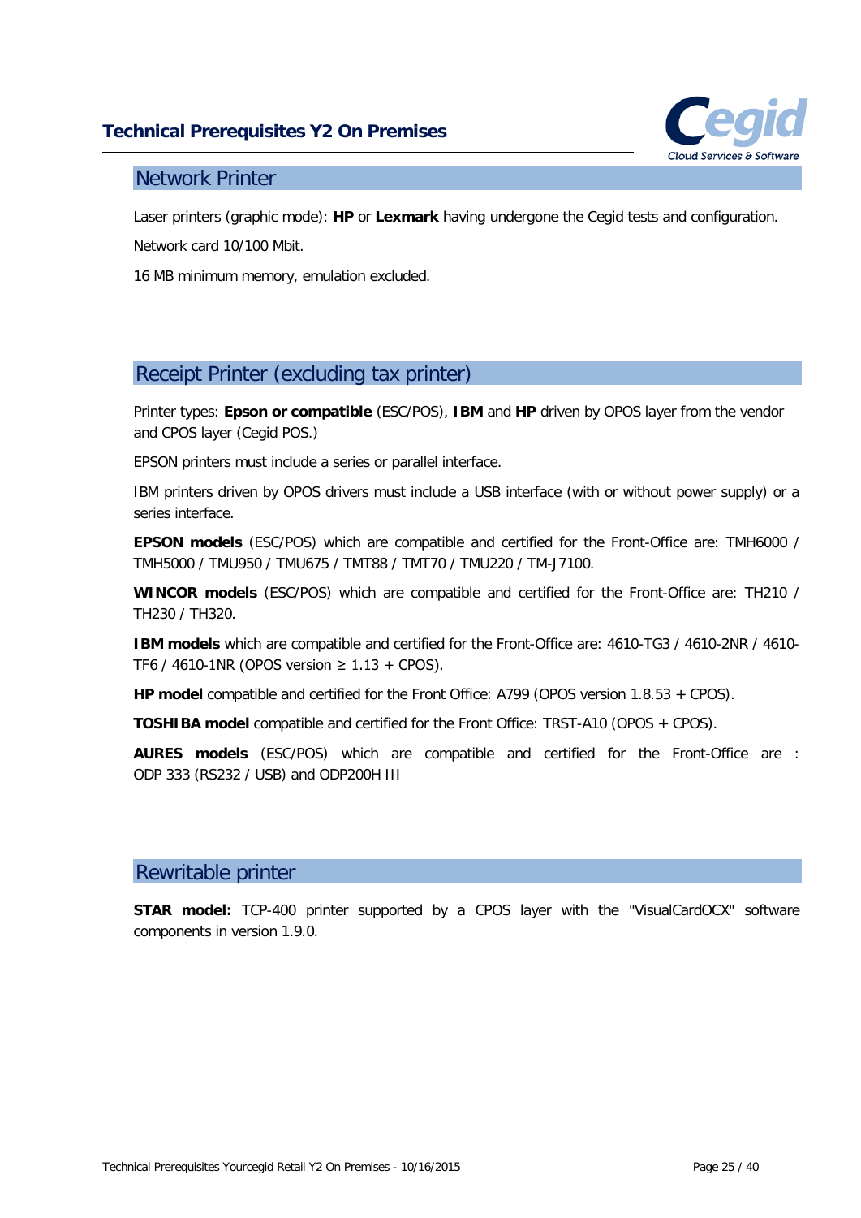## Network Printer

Laser printers (graphic mode): **HP** or **Lexmark** having undergone the Cegid tests and configuration.

Network card 10/100 Mbit.

16 MB minimum memory, emulation excluded.

## Receipt Printer (excluding tax printer)

Printer types: **Epson or compatible** (ESC/POS), **IBM** and **HP** driven by OPOS layer from the vendor and CPOS layer (Cegid POS.)

EPSON printers must include a series or parallel interface.

IBM printers driven by OPOS drivers must include a USB interface (with or without power supply) or a series interface.

**EPSON models** (ESC/POS) which are compatible and certified for the Front-Office are: TMH6000 / TMH5000 / TMU950 / TMU675 / TMT88 / TMT70 / TMU220 / TM-J7100.

**WINCOR models** (ESC/POS) which are compatible and certified for the Front-Office are: TH210 / TH230 / TH320.

**IBM models** which are compatible and certified for the Front-Office are: 4610-TG3 / 4610-2NR / 4610-TF6 / 4610-1NR (OPOS version ≥ 1.13 + CPOS).

**HP model** compatible and certified for the Front Office: A799 (OPOS version 1.8.53 + CPOS).

**TOSHIBA model** compatible and certified for the Front Office: TRST-A10 (OPOS + CPOS).

**AURES models** (ESC/POS) which are compatible and certified for the Front-Office are : ODP 333 (RS232 / USB) and ODP200H III

## Rewritable printer

**STAR model:** TCP-400 printer supported by a CPOS layer with the "VisualCardOCX" software components in version 1.9.0.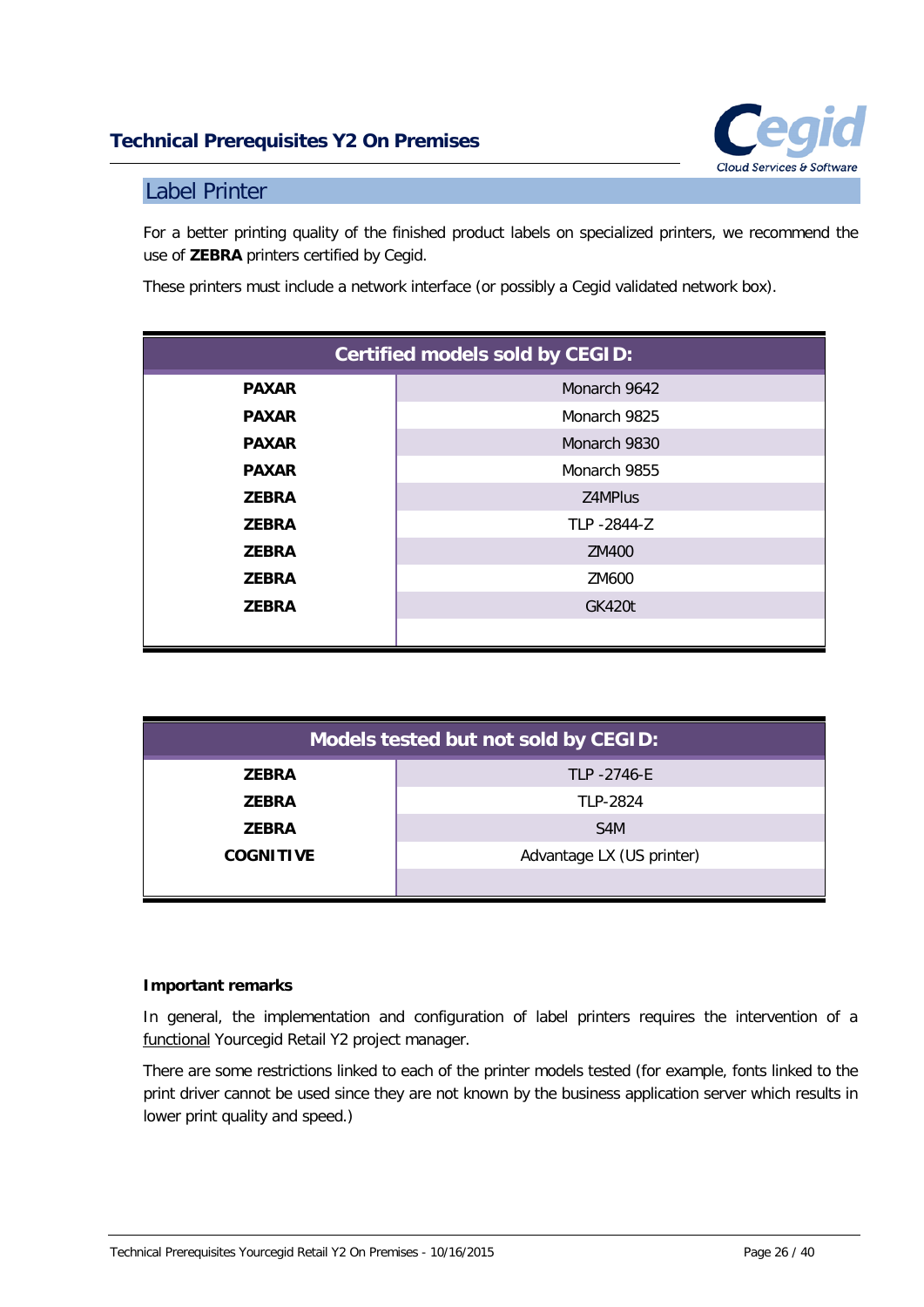## Label Printer

For a better printing quality of the finished product labels on specialized printers, we recommend the use of **ZEBRA** printers certified by Cegid.

These printers must include a network interface (or possibly a Cegid validated network box).

| Certified models sold by CEGID: | |
|---|---|
| **PAXAR** | Monarch 9642 |
| **PAXAR** | Monarch 9825 |
| **PAXAR** | Monarch 9830 |
| **PAXAR** | Monarch 9855 |
| **ZEBRA** | Z4MPlus |
| **ZEBRA** | TLP -2844-Z |
| **ZEBRA** | ZM400 |
| **ZEBRA** | ZM600 |
| **ZEBRA** | GK420t |
| | |

| Models tested but not sold by CEGID: | |
|---|---|
| **ZEBRA** | TLP -2746-E |
| **ZEBRA** | TLP-2824 |
| **ZEBRA** | S4M |
| **COGNITIVE** | Advantage LX (US printer) |
| | |

**Important remarks**

In general, the implementation and configuration of label printers requires the intervention of a functional Yourcegid Retail Y2 project manager.

There are some restrictions linked to each of the printer models tested (for example, fonts linked to the print driver cannot be used since they are not known by the business application server which results in lower print quality and speed.)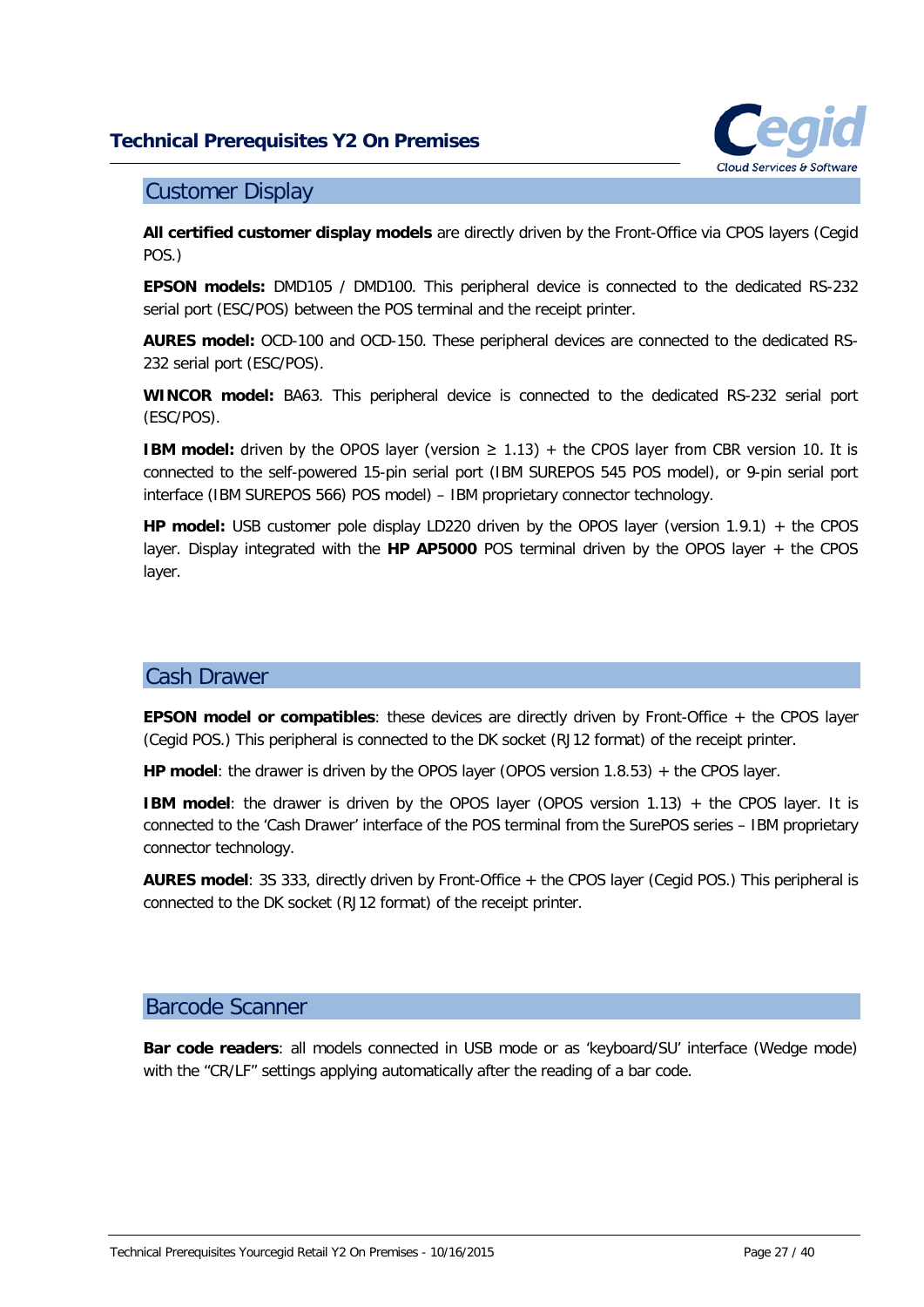## Customer Display

**All certified customer display models** are directly driven by the Front-Office via CPOS layers (Cegid POS.)

**EPSON models:** DMD105 / DMD100. This peripheral device is connected to the dedicated RS-232 serial port (ESC/POS) between the POS terminal and the receipt printer.

**AURES model:** OCD-100 and OCD-150. These peripheral devices are connected to the dedicated RS-232 serial port (ESC/POS).

**WINCOR model:** BA63. This peripheral device is connected to the dedicated RS-232 serial port (ESC/POS).

**IBM model:** driven by the OPOS layer (version ≥ 1.13) + the CPOS layer from CBR version 10. It is connected to the self-powered 15-pin serial port (IBM SUREPOS 545 POS model), or 9-pin serial port interface (IBM SUREPOS 566) POS model) – IBM proprietary connector technology.

**HP model:** USB customer pole display LD220 driven by the OPOS layer (version 1.9.1) + the CPOS layer. Display integrated with the **HP AP5000** POS terminal driven by the OPOS layer + the CPOS layer.

## Cash Drawer

**EPSON model or compatibles**: these devices are directly driven by Front-Office + the CPOS layer (Cegid POS.) This peripheral is connected to the DK socket (RJ12 format) of the receipt printer.

**HP model**: the drawer is driven by the OPOS layer (OPOS version 1.8.53) + the CPOS layer.

**IBM model**: the drawer is driven by the OPOS layer (OPOS version 1.13) + the CPOS layer. It is connected to the 'Cash Drawer' interface of the POS terminal from the SurePOS series – IBM proprietary connector technology.

**AURES model**: 3S 333, directly driven by Front-Office + the CPOS layer (Cegid POS.) This peripheral is connected to the DK socket (RJ12 format) of the receipt printer.

## Barcode Scanner

**Bar code readers**: all models connected in USB mode or as 'keyboard/SU' interface (Wedge mode) with the "CR/LF" settings applying automatically after the reading of a bar code.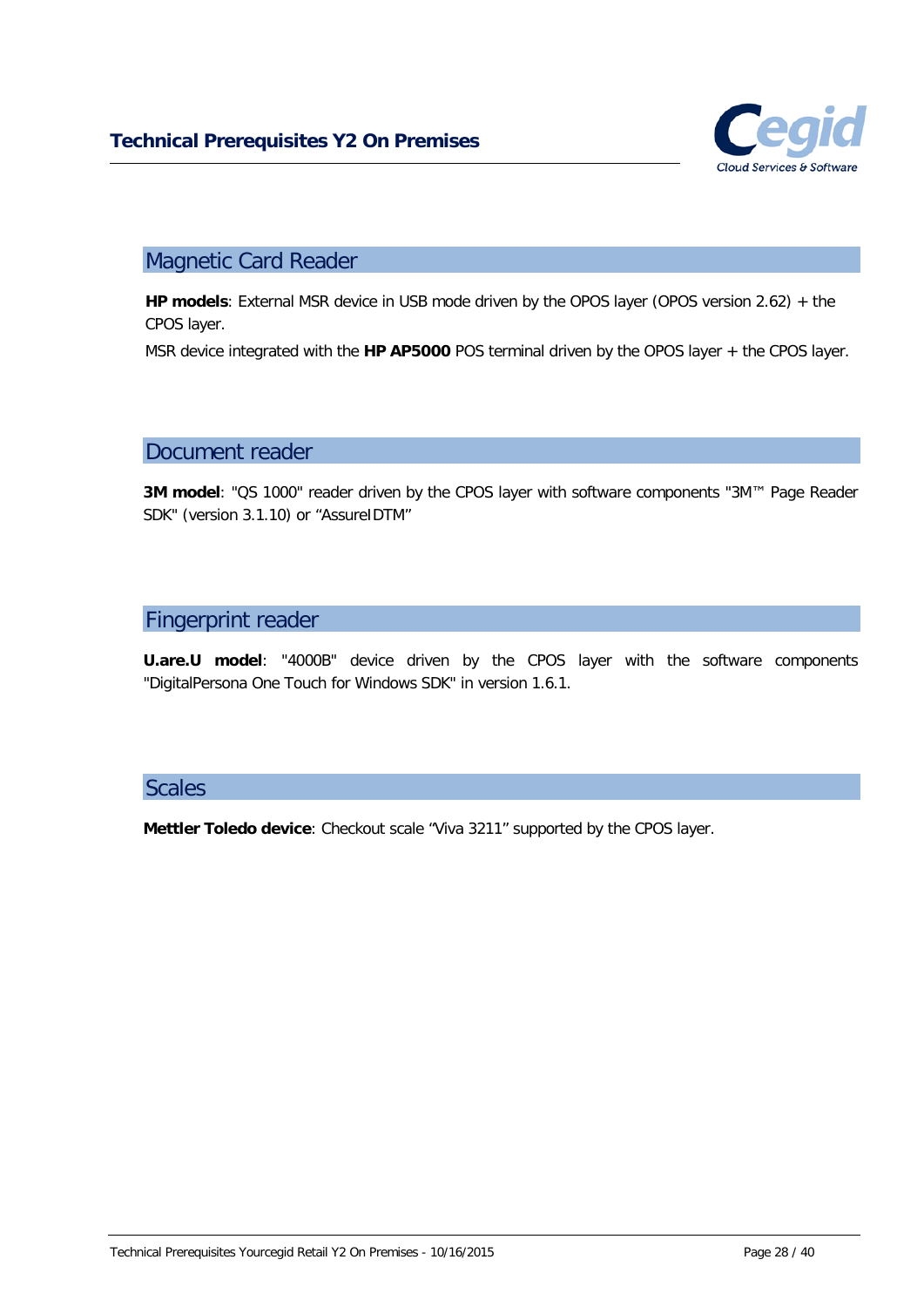## Magnetic Card Reader

**HP models**: External MSR device in USB mode driven by the OPOS layer (OPOS version 2.62) + the CPOS layer.

MSR device integrated with the **HP AP5000** POS terminal driven by the OPOS layer + the CPOS layer.

## Document reader

**3M model**: "QS 1000" reader driven by the CPOS layer with software components "3M™ Page Reader SDK" (version 3.1.10) or "AssureIDTM"

## Fingerprint reader

**U.are.U model**: "4000B" device driven by the CPOS layer with the software components "DigitalPersona One Touch for Windows SDK" in version 1.6.1.

## Scales

**Mettler Toledo device**: Checkout scale "Viva 3211" supported by the CPOS layer.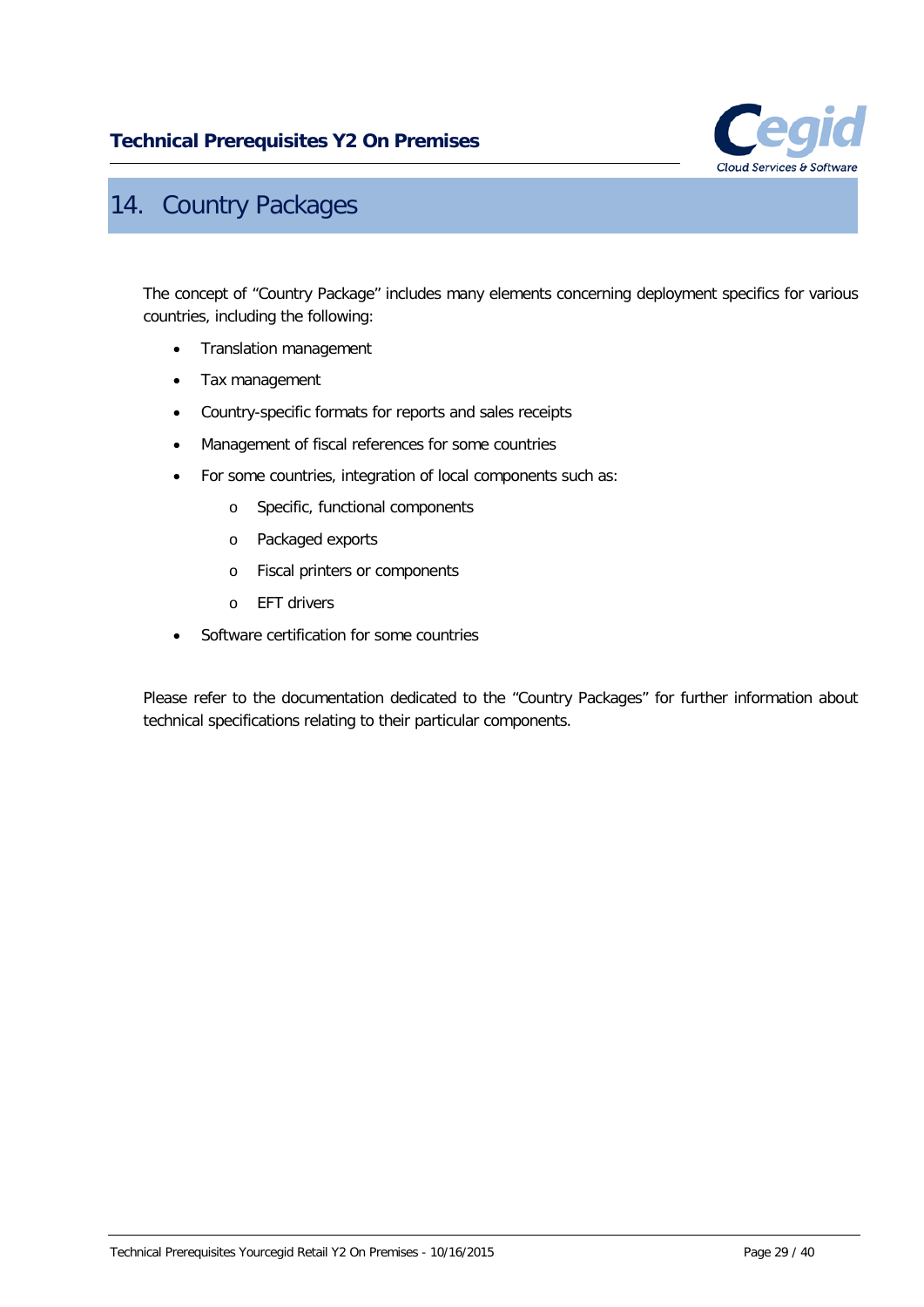# 14. Country Packages

The concept of "Country Package" includes many elements concerning deployment specifics for various countries, including the following:

- Translation management
- Tax management
- Country-specific formats for reports and sales receipts
- Management of fiscal references for some countries
- For some countries, integration of local components such as:
  - Specific, functional components
  - Packaged exports
  - Fiscal printers or components
  - EFT drivers
- Software certification for some countries

Please refer to the documentation dedicated to the "Country Packages" for further information about technical specifications relating to their particular components.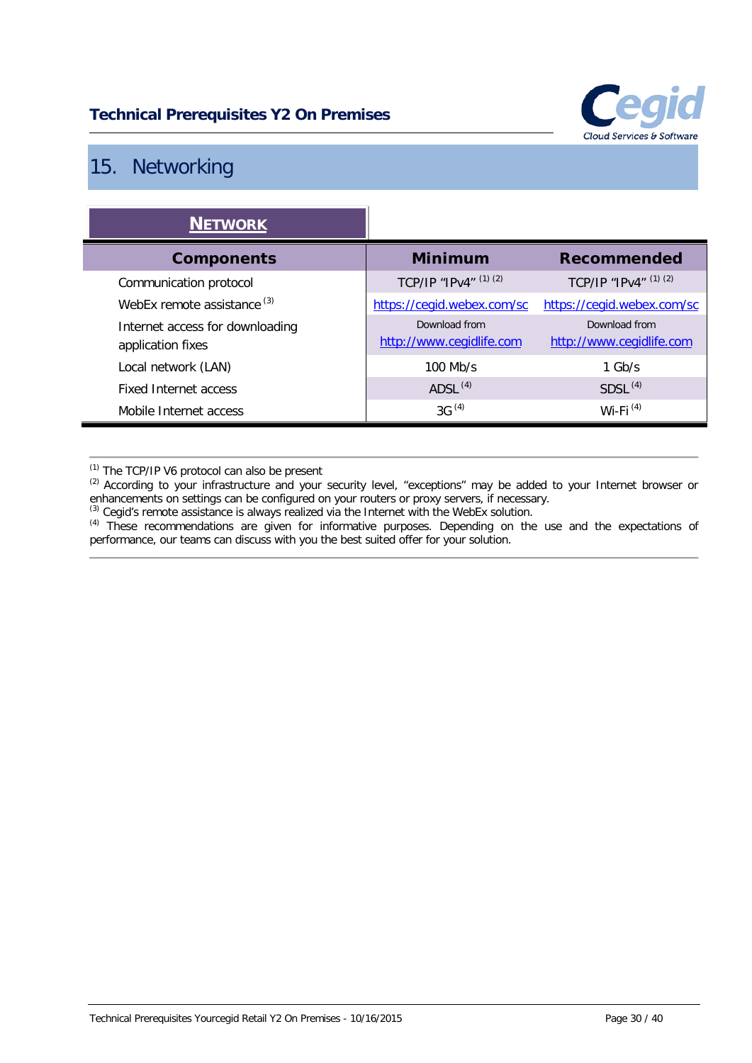## 15. Networking

**NETWORK**

| Components | Minimum | Recommended |
|---|---|---|
| Communication protocol | TCP/IP "IPv4" [(1) (2)] | TCP/IP "IPv4" [(1) (2)] |
| WebEx remote assistance [(3)] | https://cegid.webex.com/sc | https://cegid.webex.com/sc |
| Internet access for downloading application fixes | Download from http://www.cegidlife.com | Download from http://www.cegidlife.com |
| Local network (LAN) | 100 Mb/s | 1 Gb/s |
| Fixed Internet access | ADSL [(4)] | SDSL [(4)] |
| Mobile Internet access | 3G [(4)] | Wi-Fi [(4)] |

---

[(1)] The TCP/IP V6 protocol can also be present
[(2)] According to your infrastructure and your security level, "exceptions" may be added to your Internet browser or enhancements on settings can be configured on your routers or proxy servers, if necessary.
[(3)] Cegid's remote assistance is always realized via the Internet with the WebEx solution.
[(4)] These recommendations are given for informative purposes. Depending on the use and the expectations of performance, our teams can discuss with you the best suited offer for your solution.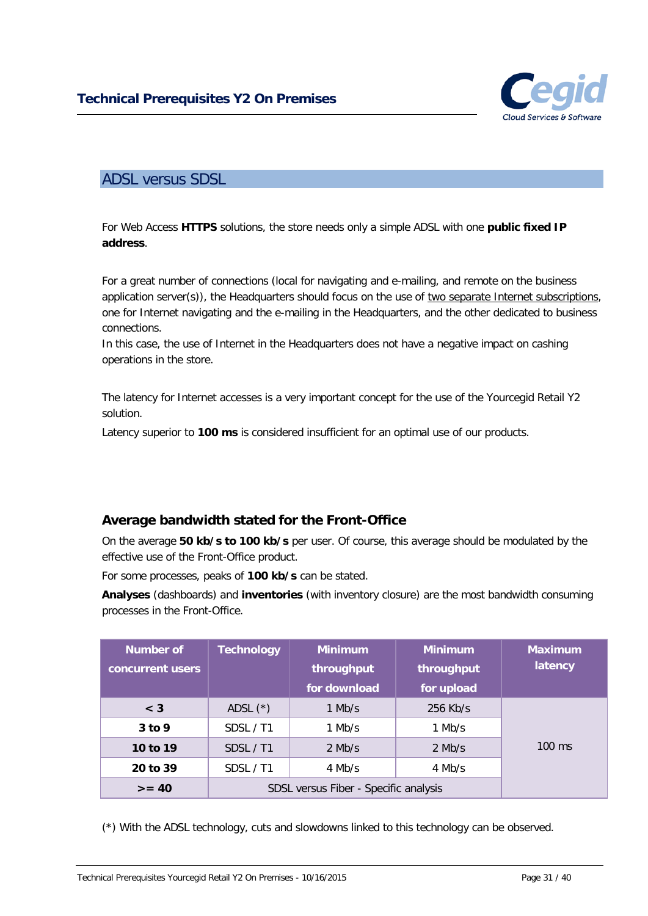## ADSL versus SDSL

For Web Access **HTTPS** solutions, the store needs only a simple ADSL with one **public fixed IP address**.

For a great number of connections (local for navigating and e-mailing, and remote on the business application server(s)), the Headquarters should focus on the use of two separate Internet subscriptions, one for Internet navigating and the e-mailing in the Headquarters, and the other dedicated to business connections.
In this case, the use of Internet in the Headquarters does not have a negative impact on cashing operations in the store.

The latency for Internet accesses is a very important concept for the use of the Yourcegid Retail Y2 solution.

Latency superior to **100 ms** is considered insufficient for an optimal use of our products.

### Average bandwidth stated for the Front-Office

On the average **50 kb/s to 100 kb/s** per user. Of course, this average should be modulated by the effective use of the Front-Office product.

For some processes, peaks of **100 kb/s** can be stated.

**Analyses** (dashboards) and **inventories** (with inventory closure) are the most bandwidth consuming processes in the Front-Office.

| Number of concurrent users | Technology | Minimum throughput for download | Minimum throughput for upload | Maximum latency |
|---|---|---|---|---|
| **< 3** | ADSL (*) | 1 Mb/s | 256 Kb/s | 100 ms |
| **3 to 9** | SDSL / T1 | 1 Mb/s | 1 Mb/s | |
| **10 to 19** | SDSL / T1 | 2 Mb/s | 2 Mb/s | |
| **20 to 39** | SDSL / T1 | 4 Mb/s | 4 Mb/s | |
| **>= 40** | SDSL versus Fiber - Specific analysis | | | |

(*) With the ADSL technology, cuts and slowdowns linked to this technology can be observed.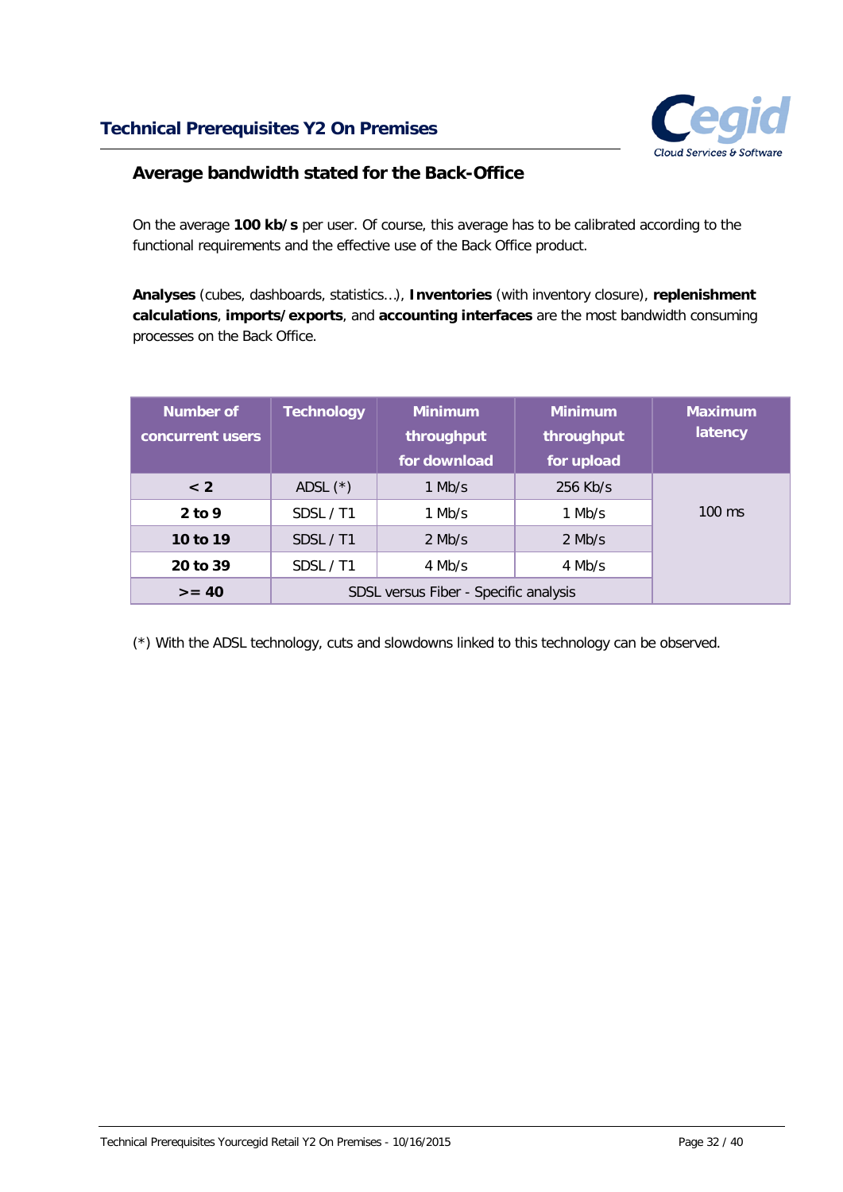## Average bandwidth stated for the Back-Office

On the average **100 kb/s** per user. Of course, this average has to be calibrated according to the functional requirements and the effective use of the Back Office product.

**Analyses** (cubes, dashboards, statistics…), **Inventories** (with inventory closure), **replenishment calculations**, **imports/exports**, and **accounting interfaces** are the most bandwidth consuming processes on the Back Office.

| Number of concurrent users | Technology | Minimum throughput for download | Minimum throughput for upload | Maximum latency |
|---|---|---|---|---|
| **< 2** | ADSL (*) | 1 Mb/s | 256 Kb/s | 100 ms |
| **2 to 9** | SDSL / T1 | 1 Mb/s | 1 Mb/s | |
| **10 to 19** | SDSL / T1 | 2 Mb/s | 2 Mb/s | |
| **20 to 39** | SDSL / T1 | 4 Mb/s | 4 Mb/s | |
| **>= 40** | SDSL versus Fiber - Specific analysis | | | |

(*) With the ADSL technology, cuts and slowdowns linked to this technology can be observed.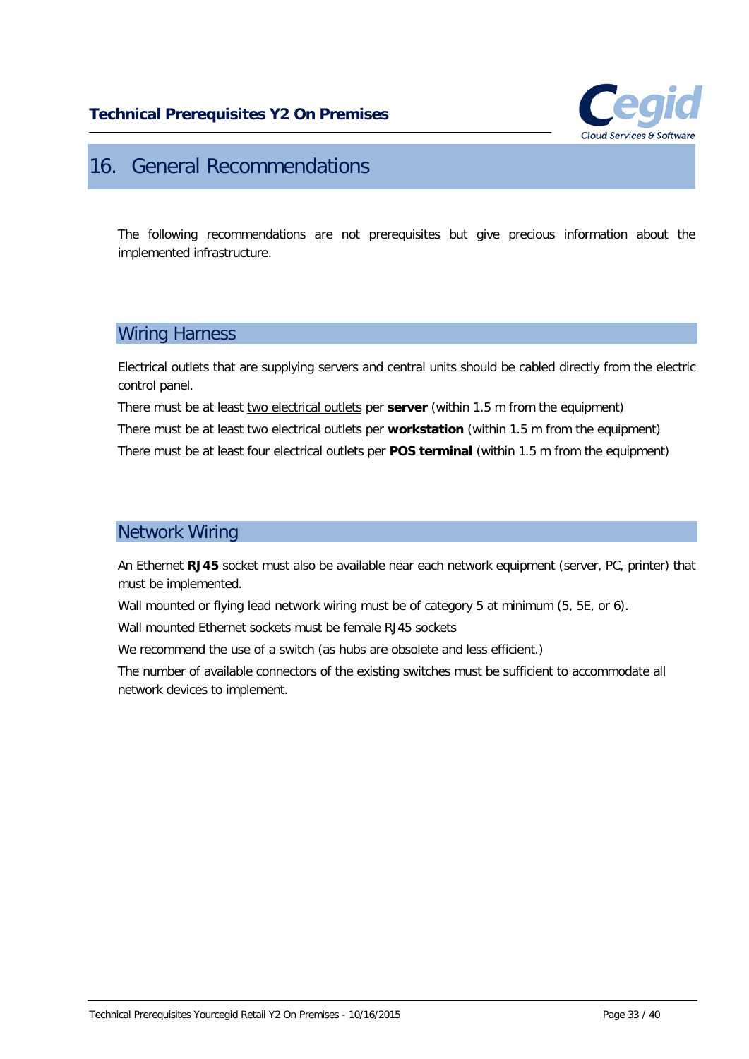# 16. General Recommendations

The following recommendations are not prerequisites but give precious information about the implemented infrastructure.

## Wiring Harness

Electrical outlets that are supplying servers and central units should be cabled directly from the electric control panel.

There must be at least two electrical outlets per **server** (within 1.5 m from the equipment)

There must be at least two electrical outlets per **workstation** (within 1.5 m from the equipment)

There must be at least four electrical outlets per **POS terminal** (within 1.5 m from the equipment)

## Network Wiring

An Ethernet **RJ45** socket must also be available near each network equipment (server, PC, printer) that must be implemented.

Wall mounted or flying lead network wiring must be of category 5 at minimum (5, 5E, or 6).

Wall mounted Ethernet sockets must be female RJ45 sockets

We recommend the use of a switch (as hubs are obsolete and less efficient.)

The number of available connectors of the existing switches must be sufficient to accommodate all network devices to implement.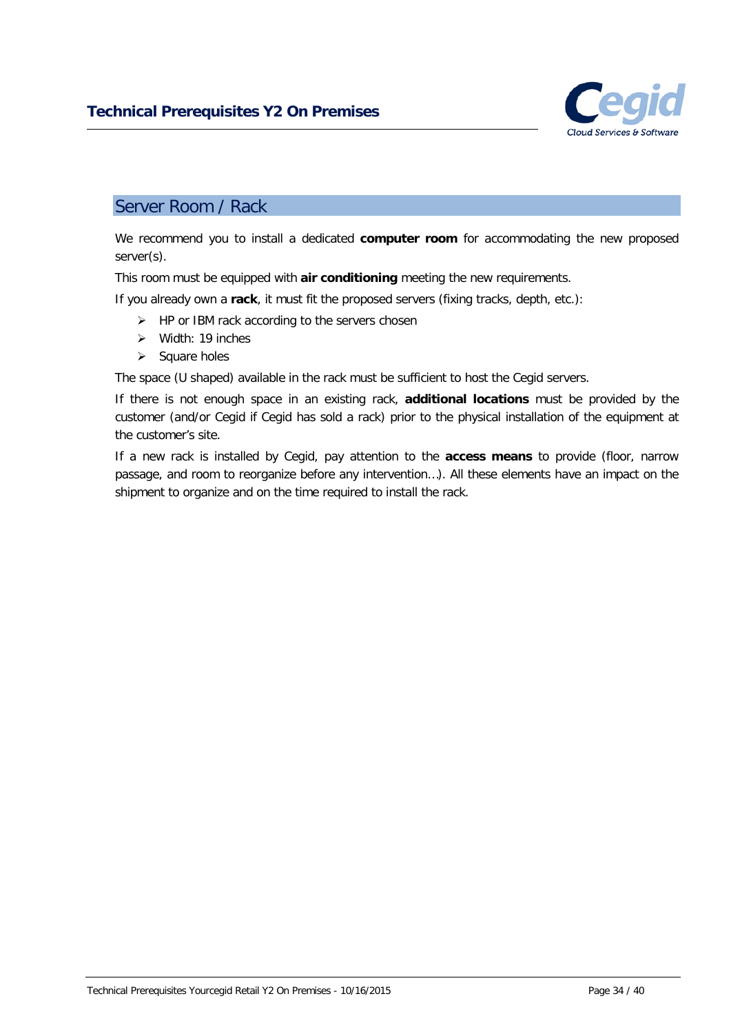## Server Room / Rack

We recommend you to install a dedicated **computer room** for accommodating the new proposed server(s).

This room must be equipped with **air conditioning** meeting the new requirements.

If you already own a **rack**, it must fit the proposed servers (fixing tracks, depth, etc.):

- HP or IBM rack according to the servers chosen
- Width: 19 inches
- Square holes

The space (U shaped) available in the rack must be sufficient to host the Cegid servers.

If there is not enough space in an existing rack, **additional locations** must be provided by the customer (and/or Cegid if Cegid has sold a rack) prior to the physical installation of the equipment at the customer's site.

If a new rack is installed by Cegid, pay attention to the **access means** to provide (floor, narrow passage, and room to reorganize before any intervention…). All these elements have an impact on the shipment to organize and on the time required to install the rack.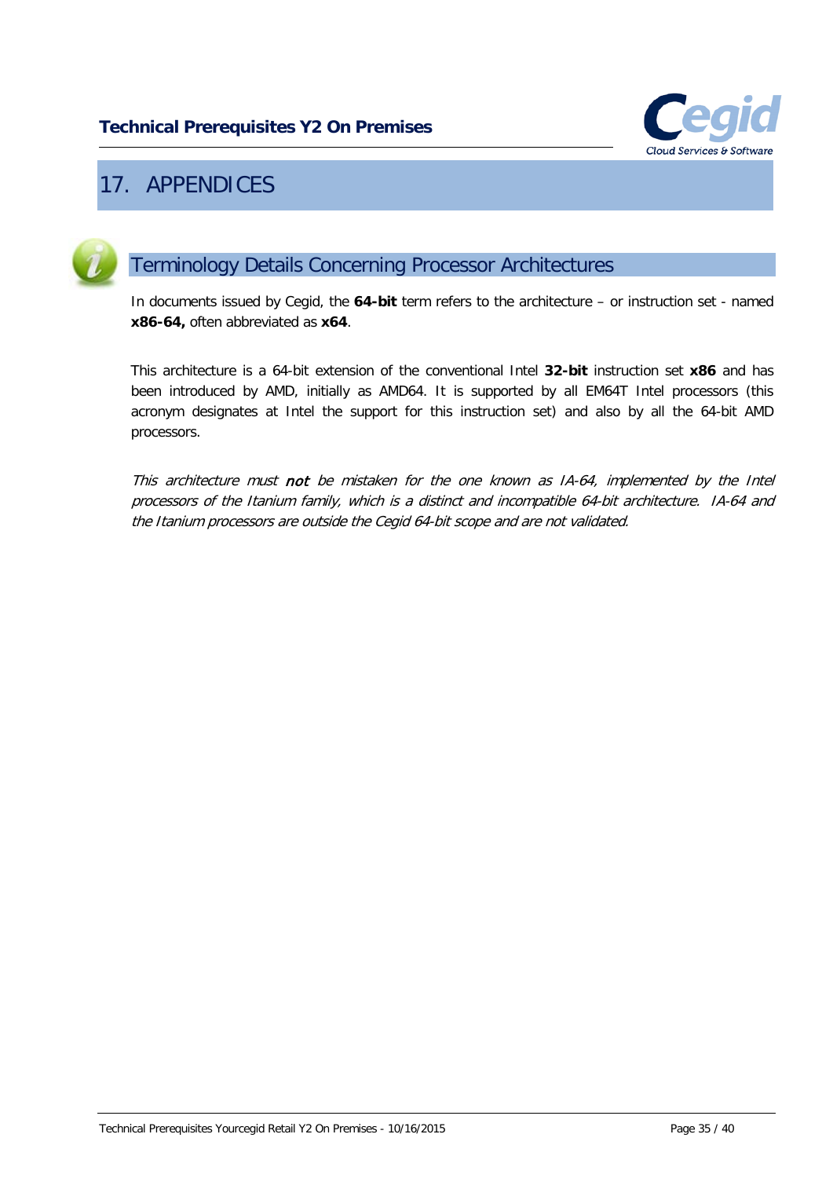# 17. APPENDICES

## Terminology Details Concerning Processor Architectures

In documents issued by Cegid, the **64-bit** term refers to the architecture – or instruction set - named **x86-64,** often abbreviated as **x64**.

This architecture is a 64-bit extension of the conventional Intel **32-bit** instruction set **x86** and has been introduced by AMD, initially as AMD64. It is supported by all EM64T Intel processors (this acronym designates at Intel the support for this instruction set) and also by all the 64-bit AMD processors.

*This architecture must **not** be mistaken for the one known as IA-64, implemented by the Intel processors of the Itanium family, which is a distinct and incompatible 64-bit architecture. IA-64 and the Itanium processors are outside the Cegid 64-bit scope and are not validated.*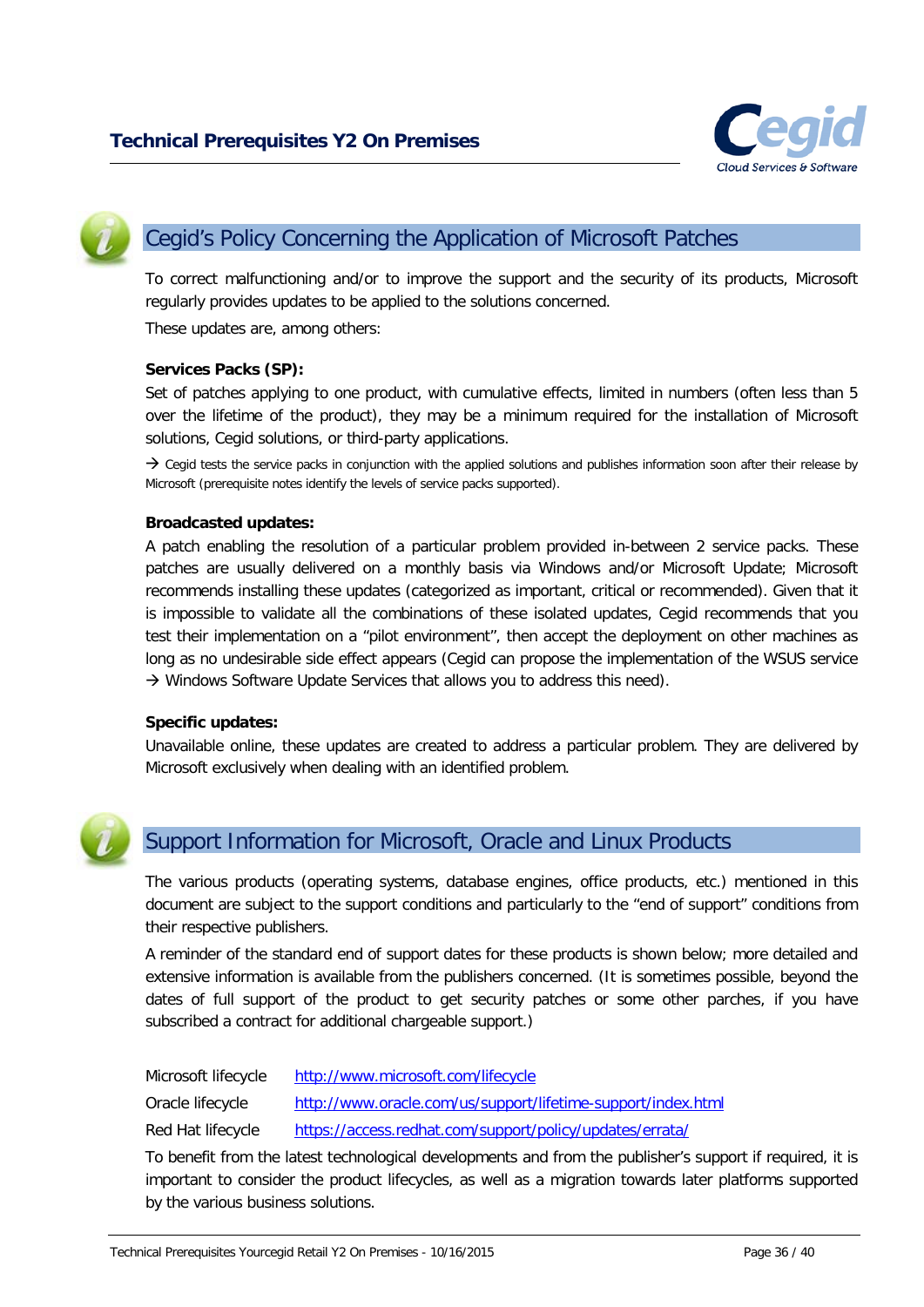## Cegid’s Policy Concerning the Application of Microsoft Patches

To correct malfunctioning and/or to improve the support and the security of its products, Microsoft regularly provides updates to be applied to the solutions concerned.

These updates are, among others:

**Services Packs (SP):**

Set of patches applying to one product, with cumulative effects, limited in numbers (often less than 5 over the lifetime of the product), they may be a minimum required for the installation of Microsoft solutions, Cegid solutions, or third-party applications.

→ Cegid tests the service packs in conjunction with the applied solutions and publishes information soon after their release by Microsoft (prerequisite notes identify the levels of service packs supported).

**Broadcasted updates:**

A patch enabling the resolution of a particular problem provided in-between 2 service packs. These patches are usually delivered on a monthly basis via Windows and/or Microsoft Update; Microsoft recommends installing these updates (categorized as important, critical or recommended). Given that it is impossible to validate all the combinations of these isolated updates, Cegid recommends that you test their implementation on a “pilot environment”, then accept the deployment on other machines as long as no undesirable side effect appears (Cegid can propose the implementation of the WSUS service → Windows Software Update Services that allows you to address this need).

**Specific updates:**

Unavailable online, these updates are created to address a particular problem. They are delivered by Microsoft exclusively when dealing with an identified problem.

## Support Information for Microsoft, Oracle and Linux Products

The various products (operating systems, database engines, office products, etc.) mentioned in this document are subject to the support conditions and particularly to the “end of support” conditions from their respective publishers.

A reminder of the standard end of support dates for these products is shown below; more detailed and extensive information is available from the publishers concerned. (It is sometimes possible, beyond the dates of full support of the product to get security patches or some other parches, if you have subscribed a contract for additional chargeable support.)

| | |
|---|---|
| Microsoft lifecycle | http://www.microsoft.com/lifecycle |
| Oracle lifecycle | http://www.oracle.com/us/support/lifetime-support/index.html |
| Red Hat lifecycle | https://access.redhat.com/support/policy/updates/errata/ |

To benefit from the latest technological developments and from the publisher’s support if required, it is important to consider the product lifecycles, as well as a migration towards later platforms supported by the various business solutions.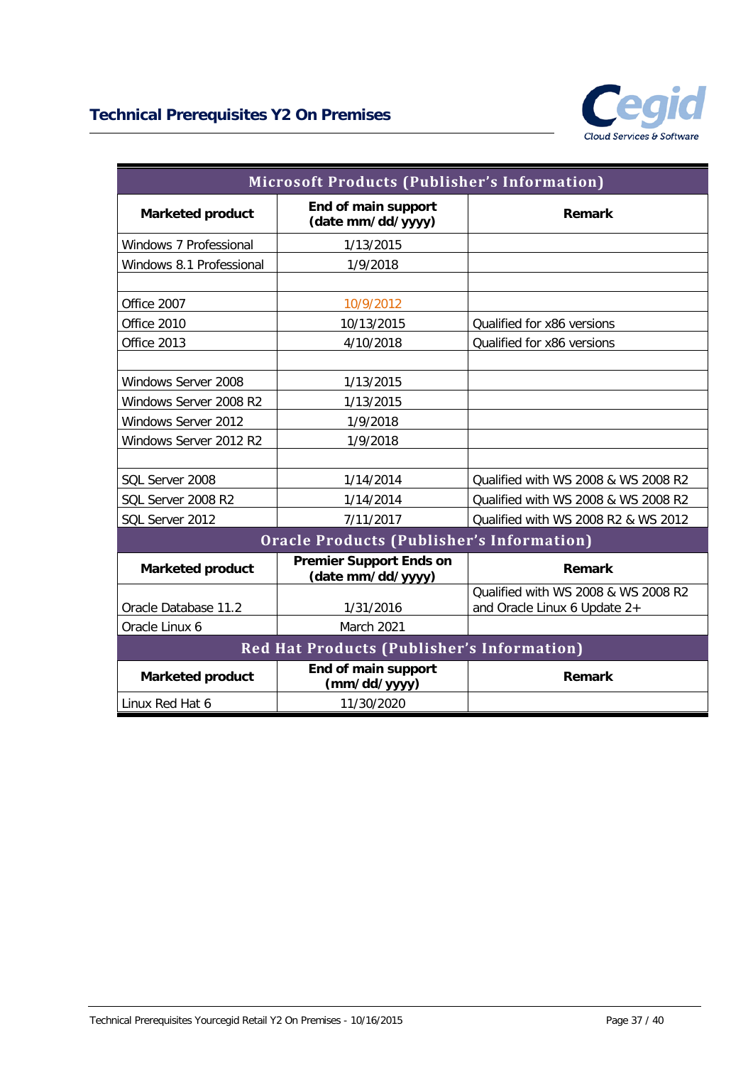| Microsoft Products (Publisher's Information) | | |
|---|---|---|
| **Marketed product** | **End of main support (date mm/dd/yyyy)** | **Remark** |
| Windows 7 Professional | 1/13/2015 | |
| Windows 8.1 Professional | 1/9/2018 | |
| | | |
| Office 2007 | 10/9/2012 | |
| Office 2010 | 10/13/2015 | Qualified for x86 versions |
| Office 2013 | 4/10/2018 | Qualified for x86 versions |
| | | |
| Windows Server 2008 | 1/13/2015 | |
| Windows Server 2008 R2 | 1/13/2015 | |
| Windows Server 2012 | 1/9/2018 | |
| Windows Server 2012 R2 | 1/9/2018 | |
| | | |
| SQL Server 2008 | 1/14/2014 | Qualified with WS 2008 & WS 2008 R2 |
| SQL Server 2008 R2 | 1/14/2014 | Qualified with WS 2008 & WS 2008 R2 |
| SQL Server 2012 | 7/11/2017 | Qualified with WS 2008 R2 & WS 2012 |
| **Oracle Products (Publisher's Information)** | | |
| **Marketed product** | **Premier Support Ends on (date mm/dd/yyyy)** | **Remark** |
| Oracle Database 11.2 | 1/31/2016 | Qualified with WS 2008 & WS 2008 R2 and Oracle Linux 6 Update 2+ |
| Oracle Linux 6 | March 2021 | |
| **Red Hat Products (Publisher's Information)** | | |
| **Marketed product** | **End of main support (mm/dd/yyyy)** | **Remark** |
| Linux Red Hat 6 | 11/30/2020 | |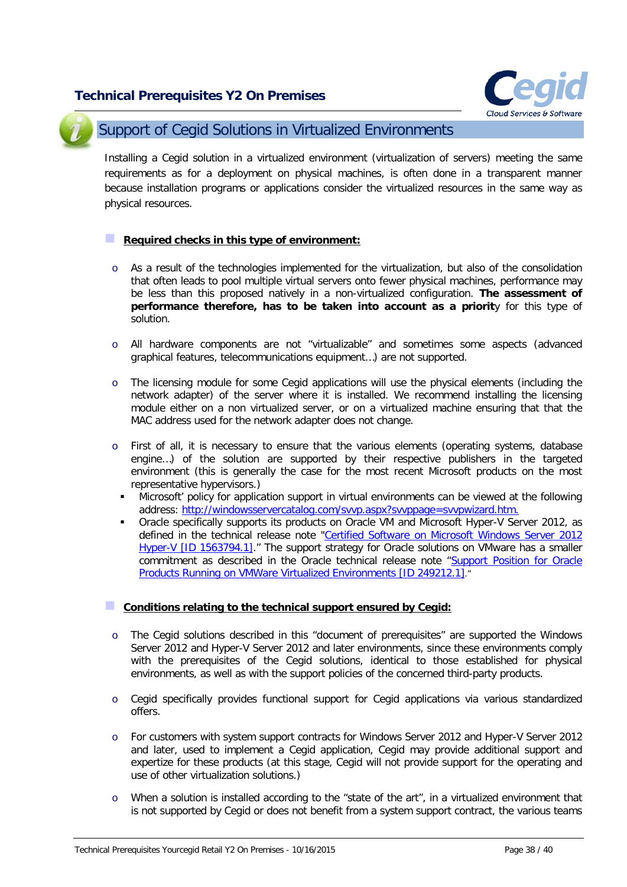## Support of Cegid Solutions in Virtualized Environments

Installing a Cegid solution in a virtualized environment (virtualization of servers) meeting the same requirements as for a deployment on physical machines, is often done in a transparent manner because installation programs or applications consider the virtualized resources in the same way as physical resources.

### Required checks in this type of environment:

- As a result of the technologies implemented for the virtualization, but also of the consolidation that often leads to pool multiple virtual servers onto fewer physical machines, performance may be less than this proposed natively in a non-virtualized configuration. **The assessment of performance therefore, has to be taken into account as a priorit**y for this type of solution.

- All hardware components are not "virtualizable" and sometimes some aspects (advanced graphical features, telecommunications equipment…) are not supported.

- The licensing module for some Cegid applications will use the physical elements (including the network adapter) of the server where it is installed. We recommend installing the licensing module either on a non virtualized server, or on a virtualized machine ensuring that that the MAC address used for the network adapter does not change.

- First of all, it is necessary to ensure that the various elements (operating systems, database engine…) of the solution are supported by their respective publishers in the targeted environment (this is generally the case for the most recent Microsoft products on the most representative hypervisors.)
  - Microsoft' policy for application support in virtual environments can be viewed at the following address: http://windowsservercatalog.com/svvp.aspx?svvppage=svvpwizard.htm.
  - Oracle specifically supports its products on Oracle VM and Microsoft Hyper-V Server 2012, as defined in the technical release note "Certified Software on Microsoft Windows Server 2012 Hyper-V [ID 1563794.1]." The support strategy for Oracle solutions on VMware has a smaller commitment as described in the Oracle technical release note "Support Position for Oracle Products Running on VMWare Virtualized Environments [ID 249212.1]."

### Conditions relating to the technical support ensured by Cegid:

- The Cegid solutions described in this "document of prerequisites" are supported the Windows Server 2012 and Hyper-V Server 2012 and later environments, since these environments comply with the prerequisites of the Cegid solutions, identical to those established for physical environments, as well as with the support policies of the concerned third-party products.

- Cegid specifically provides functional support for Cegid applications via various standardized offers.

- For customers with system support contracts for Windows Server 2012 and Hyper-V Server 2012 and later, used to implement a Cegid application, Cegid may provide additional support and expertize for these products (at this stage, Cegid will not provide support for the operating and use of other virtualization solutions.)

- When a solution is installed according to the "state of the art", in a virtualized environment that is not supported by Cegid or does not benefit from a system support contract, the various teams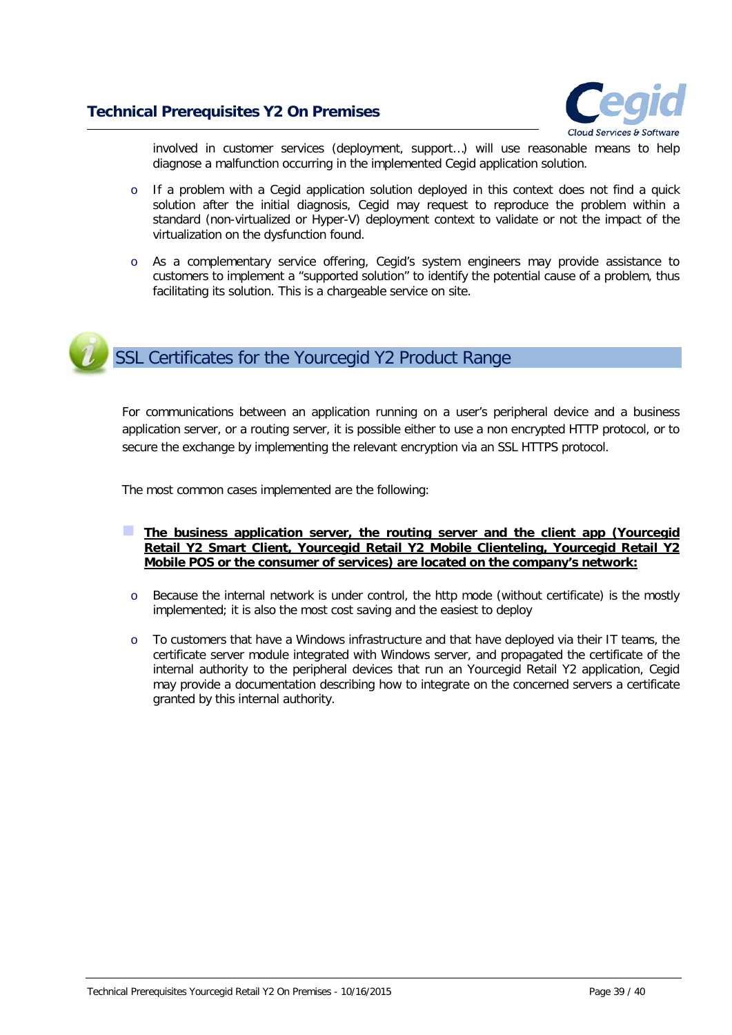involved in customer services (deployment, support…) will use reasonable means to help diagnose a malfunction occurring in the implemented Cegid application solution.

- If a problem with a Cegid application solution deployed in this context does not find a quick solution after the initial diagnosis, Cegid may request to reproduce the problem within a standard (non-virtualized or Hyper-V) deployment context to validate or not the impact of the virtualization on the dysfunction found.

- As a complementary service offering, Cegid's system engineers may provide assistance to customers to implement a "supported solution" to identify the potential cause of a problem, thus facilitating its solution. This is a chargeable service on site.

## SSL Certificates for the Yourcegid Y2 Product Range

For communications between an application running on a user's peripheral device and a business application server, or a routing server, it is possible either to use a non encrypted HTTP protocol, or to secure the exchange by implementing the relevant encryption via an SSL HTTPS protocol.

The most common cases implemented are the following:

- **The business application server, the routing server and the client app (Yourcegid Retail Y2 Smart Client, Yourcegid Retail Y2 Mobile Clienteling, Yourcegid Retail Y2 Mobile POS or the consumer of services) are located on the company's network:**

  - Because the internal network is under control, the http mode (without certificate) is the mostly implemented; it is also the most cost saving and the easiest to deploy

  - To customers that have a Windows infrastructure and that have deployed via their IT teams, the certificate server module integrated with Windows server, and propagated the certificate of the internal authority to the peripheral devices that run an Yourcegid Retail Y2 application, Cegid may provide a documentation describing how to integrate on the concerned servers a certificate granted by this internal authority.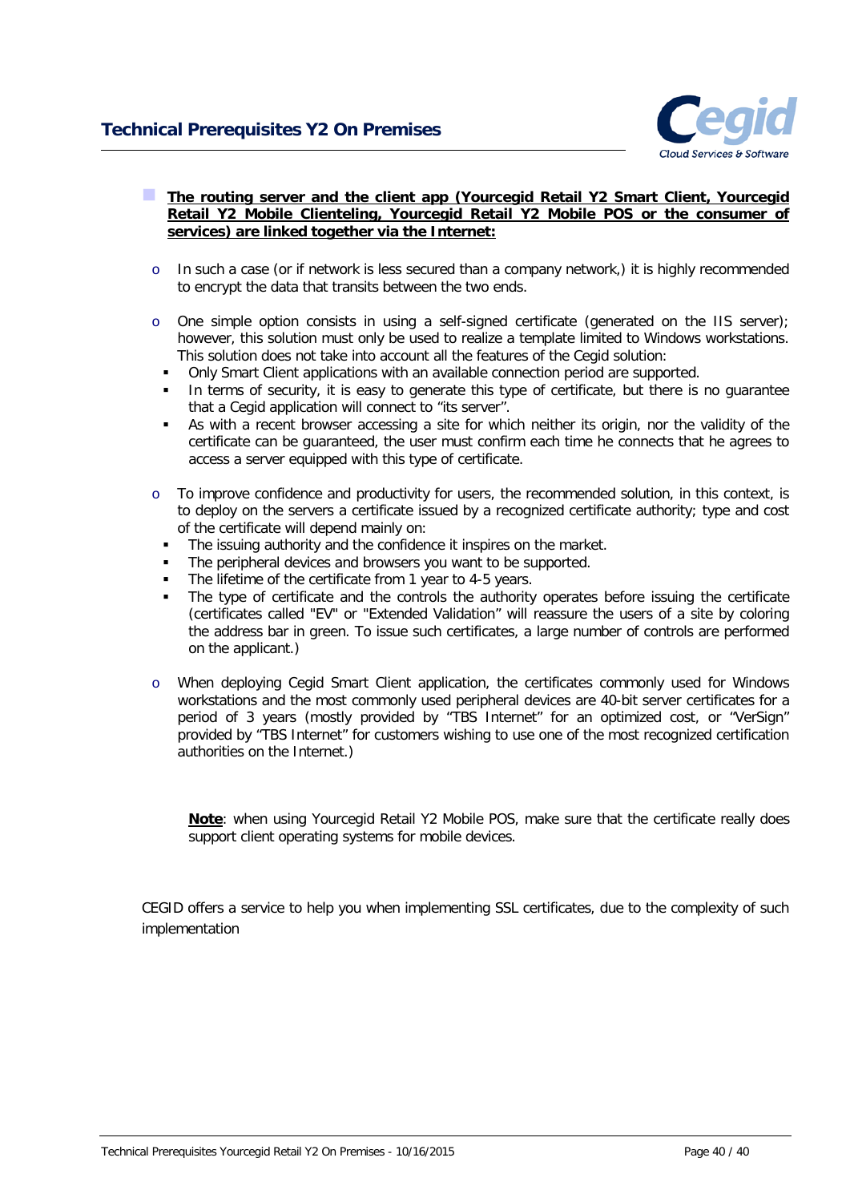- **<u>The routing server and the client app (Yourcegid Retail Y2 Smart Client, Yourcegid Retail Y2 Mobile Clienteling, Yourcegid Retail Y2 Mobile POS or the consumer of services) are linked together via the Internet:</u>**

  - In such a case (or if network is less secured than a company network,) it is highly recommended to encrypt the data that transits between the two ends.

  - One simple option consists in using a self-signed certificate (generated on the IIS server); however, this solution must only be used to realize a template limited to Windows workstations. This solution does not take into account all the features of the Cegid solution:
    - Only Smart Client applications with an available connection period are supported.
    - In terms of security, it is easy to generate this type of certificate, but there is no guarantee that a Cegid application will connect to "its server".
    - As with a recent browser accessing a site for which neither its origin, nor the validity of the certificate can be guaranteed, the user must confirm each time he connects that he agrees to access a server equipped with this type of certificate.

  - To improve confidence and productivity for users, the recommended solution, in this context, is to deploy on the servers a certificate issued by a recognized certificate authority; type and cost of the certificate will depend mainly on:
    - The issuing authority and the confidence it inspires on the market.
    - The peripheral devices and browsers you want to be supported.
    - The lifetime of the certificate from 1 year to 4-5 years.
    - The type of certificate and the controls the authority operates before issuing the certificate (certificates called "EV" or "Extended Validation" will reassure the users of a site by coloring the address bar in green. To issue such certificates, a large number of controls are performed on the applicant.)

  - When deploying Cegid Smart Client application, the certificates commonly used for Windows workstations and the most commonly used peripheral devices are 40-bit server certificates for a period of 3 years (mostly provided by "TBS Internet" for an optimized cost, or "VerSign" provided by "TBS Internet" for customers wishing to use one of the most recognized certification authorities on the Internet.)

    **<u>Note</u>**: when using Yourcegid Retail Y2 Mobile POS, make sure that the certificate really does support client operating systems for mobile devices.

CEGID offers a service to help you when implementing SSL certificates, due to the complexity of such implementation